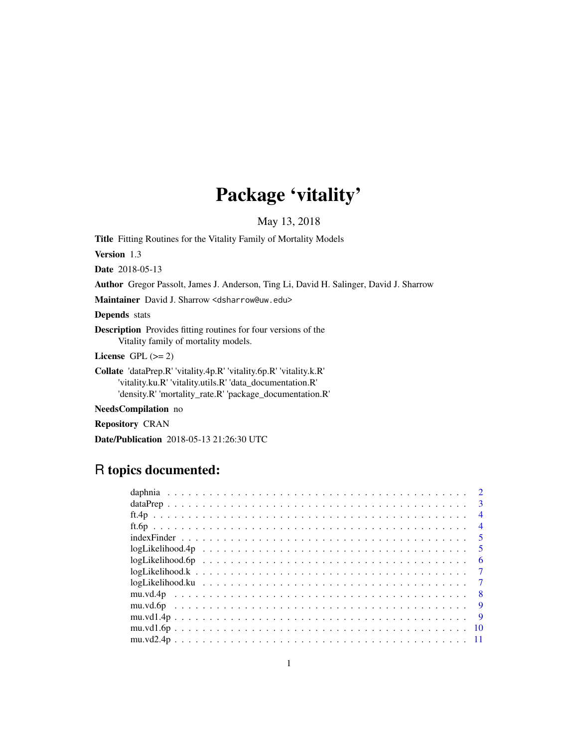# Package 'vitality'

May 13, 2018

**Title** Fitting Routines for the Vitality Family of Mortality Models

**Version** 1.3

**Date** 2018-05-13

**Author** Gregor Passolt, James J. Anderson, Ting Li, David H. Salinger, David J. Sharrow

**Maintainer** David J. Sharrow <dsharrow@uw.edu>

**Depends** stats

**Description** Provides fitting routines for four versions of the Vitality family of mortality models.

**License** GPL (>= 2)

**Collate** 'dataPrep.R' 'vitality.4p.R' 'vitality.6p.R' 'vitality.k.R' 'vitality.ku.R' 'vitality.utils.R' 'data_documentation.R' 'density.R' 'mortality_rate.R' 'package_documentation.R'

**NeedsCompilation** no

**Repository** CRAN

**Date/Publication** 2018-05-13 21:26:30 UTC

## R topics documented:

| | |
|---|---|
| daphnia | 2 |
| dataPrep | 3 |
| ft.4p | 4 |
| ft.6p | 4 |
| indexFinder | 5 |
| logLikelihood.4p | 5 |
| logLikelihood.6p | 6 |
| logLikelihood.k | 7 |
| logLikelihood.ku | 7 |
| mu.vd.4p | 8 |
| mu.vd.6p | 9 |
| mu.vd1.4p | 9 |
| mu.vd1.6p | 10 |
| mu.vd2.4p | 11 |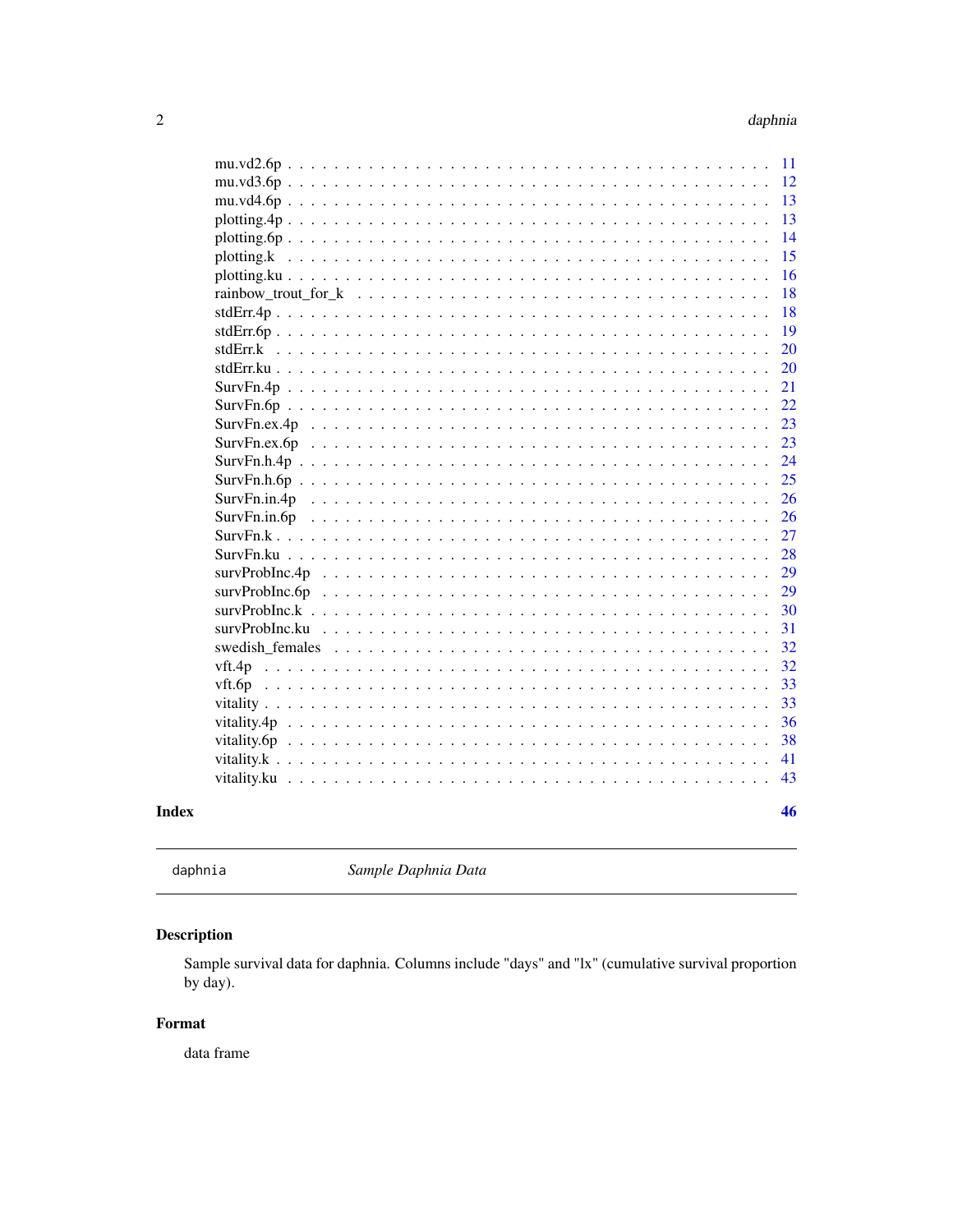mu.vd2.6p . . . . . . . . . . . . . . . . . . . . . . . . . . . . . . . . . . . . . . . . 11
mu.vd3.6p . . . . . . . . . . . . . . . . . . . . . . . . . . . . . . . . . . . . . . . . 12
mu.vd4.6p . . . . . . . . . . . . . . . . . . . . . . . . . . . . . . . . . . . . . . . . 13
plotting.4p . . . . . . . . . . . . . . . . . . . . . . . . . . . . . . . . . . . . . . . . 13
plotting.6p . . . . . . . . . . . . . . . . . . . . . . . . . . . . . . . . . . . . . . . . 14
plotting.k . . . . . . . . . . . . . . . . . . . . . . . . . . . . . . . . . . . . . . . . 15
plotting.ku . . . . . . . . . . . . . . . . . . . . . . . . . . . . . . . . . . . . . . . . 16
rainbow_trout_for_k . . . . . . . . . . . . . . . . . . . . . . . . . . . . . . . . . . . 18
stdErr.4p . . . . . . . . . . . . . . . . . . . . . . . . . . . . . . . . . . . . . . . . 18
stdErr.6p . . . . . . . . . . . . . . . . . . . . . . . . . . . . . . . . . . . . . . . . 19
stdErr.k . . . . . . . . . . . . . . . . . . . . . . . . . . . . . . . . . . . . . . . . 20
stdErr.ku . . . . . . . . . . . . . . . . . . . . . . . . . . . . . . . . . . . . . . . . 20
SurvFn.4p . . . . . . . . . . . . . . . . . . . . . . . . . . . . . . . . . . . . . . . . 21
SurvFn.6p . . . . . . . . . . . . . . . . . . . . . . . . . . . . . . . . . . . . . . . . 22
SurvFn.ex.4p . . . . . . . . . . . . . . . . . . . . . . . . . . . . . . . . . . . . . . . 23
SurvFn.ex.6p . . . . . . . . . . . . . . . . . . . . . . . . . . . . . . . . . . . . . . . 23
SurvFn.h.4p . . . . . . . . . . . . . . . . . . . . . . . . . . . . . . . . . . . . . . . 24
SurvFn.h.6p . . . . . . . . . . . . . . . . . . . . . . . . . . . . . . . . . . . . . . . 25
SurvFn.in.4p . . . . . . . . . . . . . . . . . . . . . . . . . . . . . . . . . . . . . . . 26
SurvFn.in.6p . . . . . . . . . . . . . . . . . . . . . . . . . . . . . . . . . . . . . . . 26
SurvFn.k . . . . . . . . . . . . . . . . . . . . . . . . . . . . . . . . . . . . . . . . 27
SurvFn.ku . . . . . . . . . . . . . . . . . . . . . . . . . . . . . . . . . . . . . . . . 28
survProbInc.4p . . . . . . . . . . . . . . . . . . . . . . . . . . . . . . . . . . . . . . 29
survProbInc.6p . . . . . . . . . . . . . . . . . . . . . . . . . . . . . . . . . . . . . . 29
survProbInc.k . . . . . . . . . . . . . . . . . . . . . . . . . . . . . . . . . . . . . . . 30
survProbInc.ku . . . . . . . . . . . . . . . . . . . . . . . . . . . . . . . . . . . . . . 31
swedish_females . . . . . . . . . . . . . . . . . . . . . . . . . . . . . . . . . . . . . 32
vft.4p . . . . . . . . . . . . . . . . . . . . . . . . . . . . . . . . . . . . . . . . . . 32
vft.6p . . . . . . . . . . . . . . . . . . . . . . . . . . . . . . . . . . . . . . . . . . 33
vitality . . . . . . . . . . . . . . . . . . . . . . . . . . . . . . . . . . . . . . . . . 33
vitality.4p . . . . . . . . . . . . . . . . . . . . . . . . . . . . . . . . . . . . . . . . 36
vitality.6p . . . . . . . . . . . . . . . . . . . . . . . . . . . . . . . . . . . . . . . . 38
vitality.k . . . . . . . . . . . . . . . . . . . . . . . . . . . . . . . . . . . . . . . . 41
vitality.ku . . . . . . . . . . . . . . . . . . . . . . . . . . . . . . . . . . . . . . . . 43

**Index** 46

---

daphnia *Sample Daphnia Data*

---

## Description

Sample survival data for daphnia. Columns include "days" and "lx" (cumulative survival proportion by day).

## Format

data frame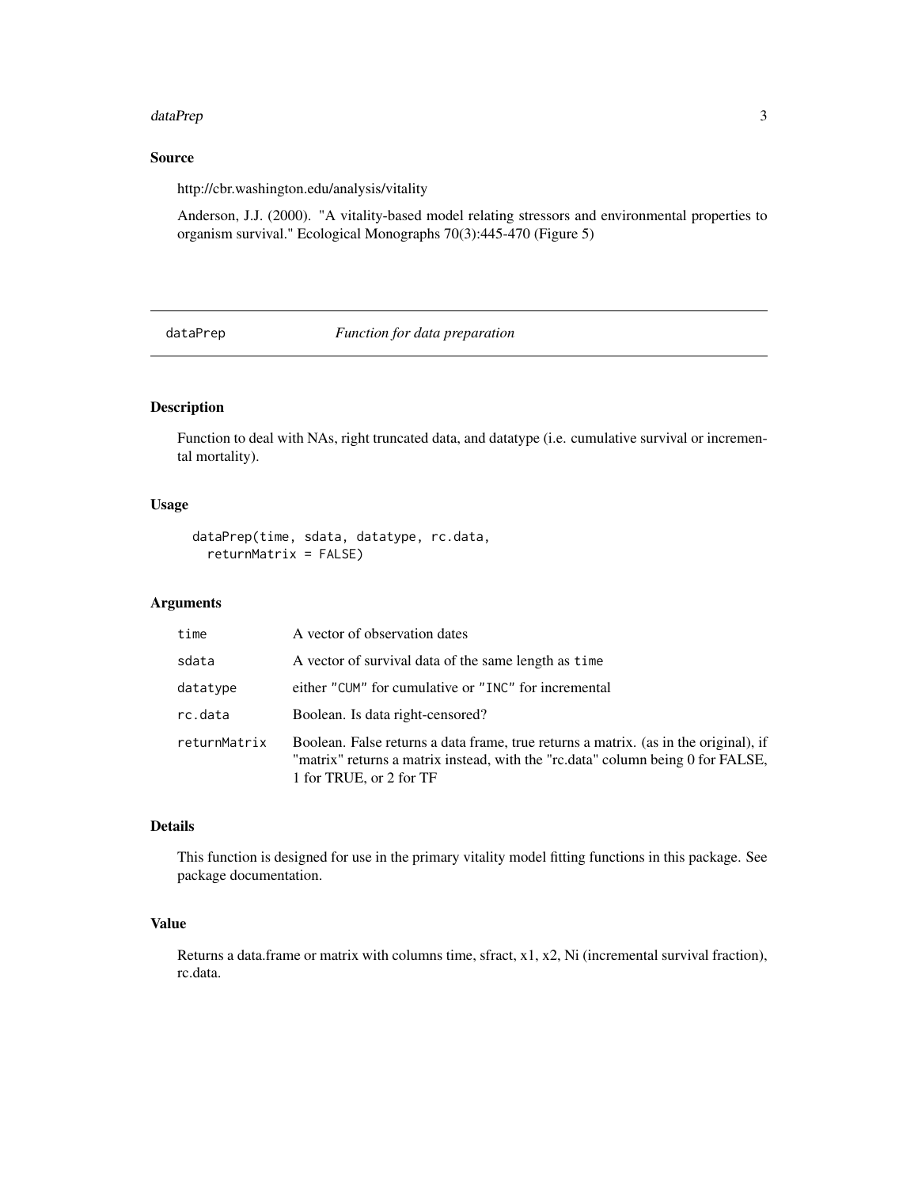### Source

http://cbr.washington.edu/analysis/vitality

Anderson, J.J. (2000). "A vitality-based model relating stressors and environmental properties to organism survival." Ecological Monographs 70(3):445-470 (Figure 5)

---

## dataPrep — *Function for data preparation*

---

### Description

Function to deal with NAs, right truncated data, and datatype (i.e. cumulative survival or incremental mortality).

### Usage

```
dataPrep(time, sdata, datatype, rc.data,
  returnMatrix = FALSE)
```

### Arguments

| | |
|---|---|
| `time` | A vector of observation dates |
| `sdata` | A vector of survival data of the same length as `time` |
| `datatype` | either `"CUM"` for cumulative or `"INC"` for incremental |
| `rc.data` | Boolean. Is data right-censored? |
| `returnMatrix` | Boolean. False returns a data frame, true returns a matrix. (as in the original), if "matrix" returns a matrix instead, with the "rc.data" column being 0 for FALSE, 1 for TRUE, or 2 for TF |

### Details

This function is designed for use in the primary vitality model fitting functions in this package. See package documentation.

### Value

Returns a data.frame or matrix with columns time, sfract, x1, x2, Ni (incremental survival fraction), rc.data.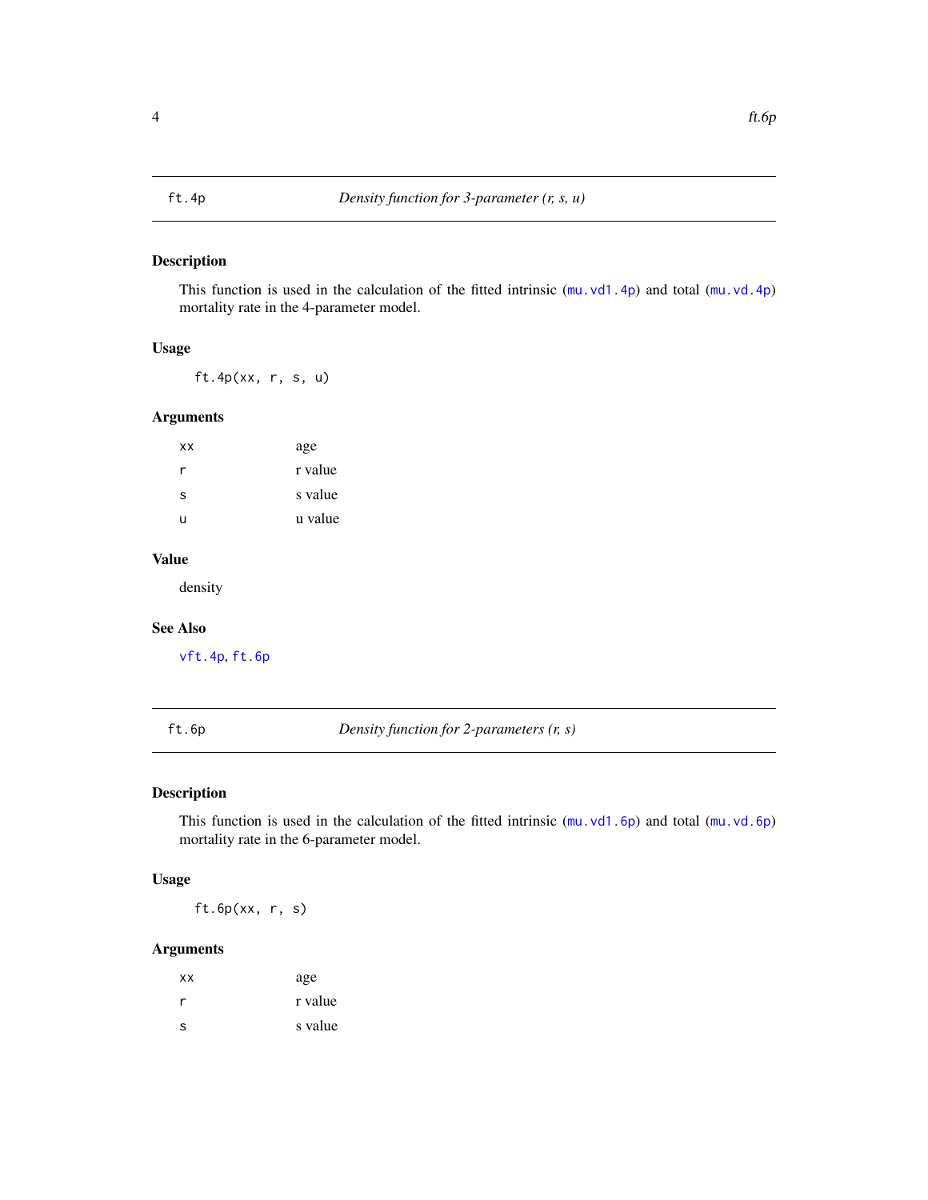## ft.4p — *Density function for 3-parameter (r, s, u)*

### Description

This function is used in the calculation of the fitted intrinsic (mu.vd1.4p) and total (mu.vd.4p) mortality rate in the 4-parameter model.

### Usage

```
ft.4p(xx, r, s, u)
```

### Arguments

| | |
|---|---|
| xx | age |
| r | r value |
| s | s value |
| u | u value |

### Value

density

### See Also

vft.4p, ft.6p

## ft.6p — *Density function for 2-parameters (r, s)*

### Description

This function is used in the calculation of the fitted intrinsic (mu.vd1.6p) and total (mu.vd.6p) mortality rate in the 6-parameter model.

### Usage

```
ft.6p(xx, r, s)
```

### Arguments

| | |
|---|---|
| xx | age |
| r | r value |
| s | s value |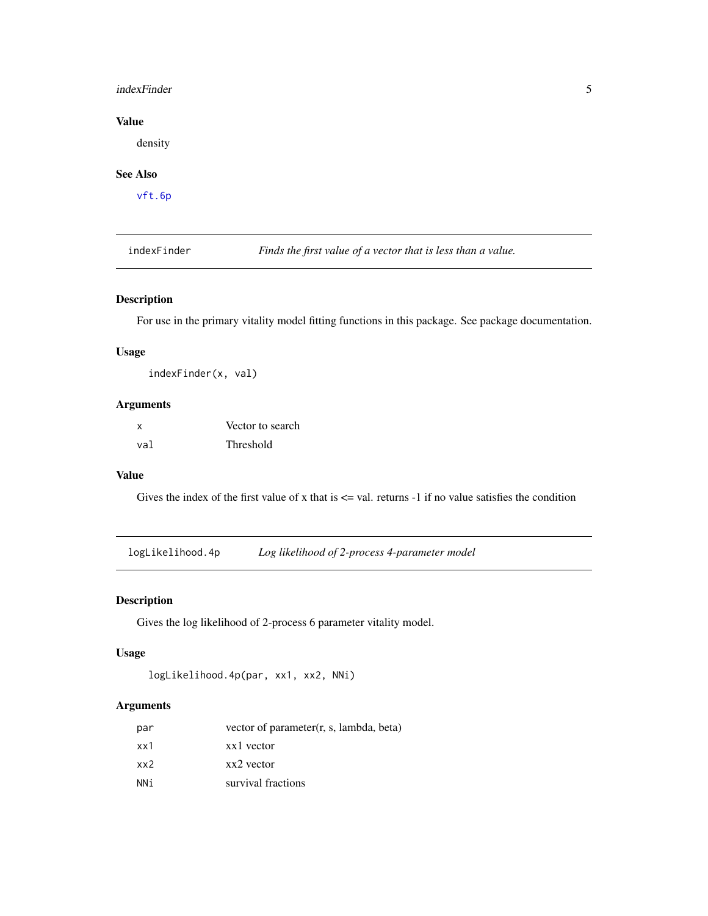## Value

density

## See Also

vft.6p

---

## indexFinder — *Finds the first value of a vector that is less than a value.*

### Description

For use in the primary vitality model fitting functions in this package. See package documentation.

### Usage

```
indexFinder(x, val)
```

### Arguments

| | |
|---|---|
| `x` | Vector to search |
| `val` | Threshold |

### Value

Gives the index of the first value of x that is <= val. returns -1 if no value satisfies the condition

---

## logLikelihood.4p — *Log likelihood of 2-process 4-parameter model*

### Description

Gives the log likelihood of 2-process 6 parameter vitality model.

### Usage

```
logLikelihood.4p(par, xx1, xx2, NNi)
```

### Arguments

| | |
|---|---|
| `par` | vector of parameter(r, s, lambda, beta) |
| `xx1` | xx1 vector |
| `xx2` | xx2 vector |
| `NNi` | survival fractions |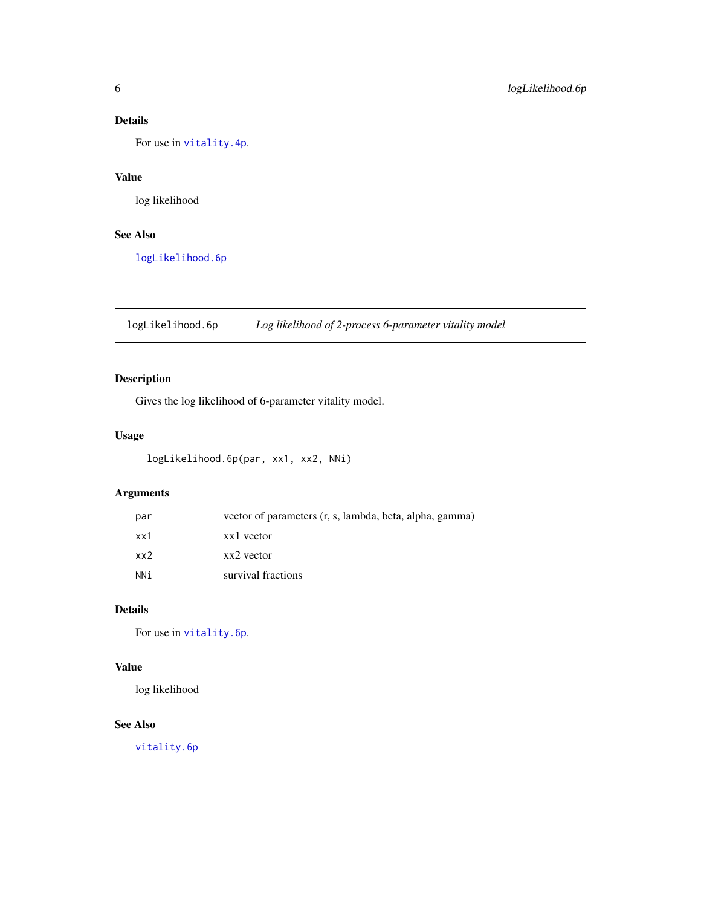### Details

For use in `vitality.4p`.

### Value

log likelihood

### See Also

`logLikelihood.6p`

---

## logLikelihood.6p — *Log likelihood of 2-process 6-parameter vitality model*

### Description

Gives the log likelihood of 6-parameter vitality model.

### Usage

```
logLikelihood.6p(par, xx1, xx2, NNi)
```

### Arguments

| | |
|---|---|
| `par` | vector of parameters (r, s, lambda, beta, alpha, gamma) |
| `xx1` | xx1 vector |
| `xx2` | xx2 vector |
| `NNi` | survival fractions |

### Details

For use in `vitality.6p`.

### Value

log likelihood

### See Also

`vitality.6p`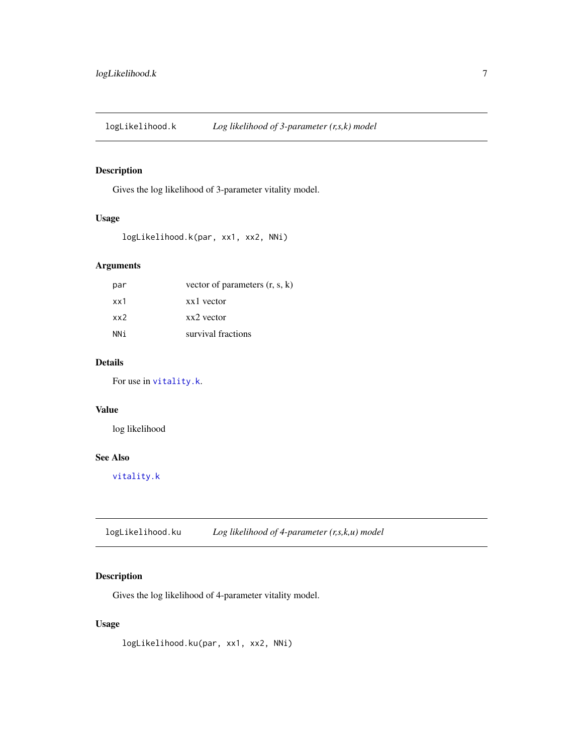## logLikelihood.k — *Log likelihood of 3-parameter (r,s,k) model*

### Description

Gives the log likelihood of 3-parameter vitality model.

### Usage

```
logLikelihood.k(par, xx1, xx2, NNi)
```

### Arguments

| | |
|---|---|
| `par` | vector of parameters (r, s, k) |
| `xx1` | xx1 vector |
| `xx2` | xx2 vector |
| `NNi` | survival fractions |

### Details

For use in `vitality.k`.

### Value

log likelihood

### See Also

`vitality.k`

## logLikelihood.ku — *Log likelihood of 4-parameter (r,s,k,u) model*

### Description

Gives the log likelihood of 4-parameter vitality model.

### Usage

```
logLikelihood.ku(par, xx1, xx2, NNi)
```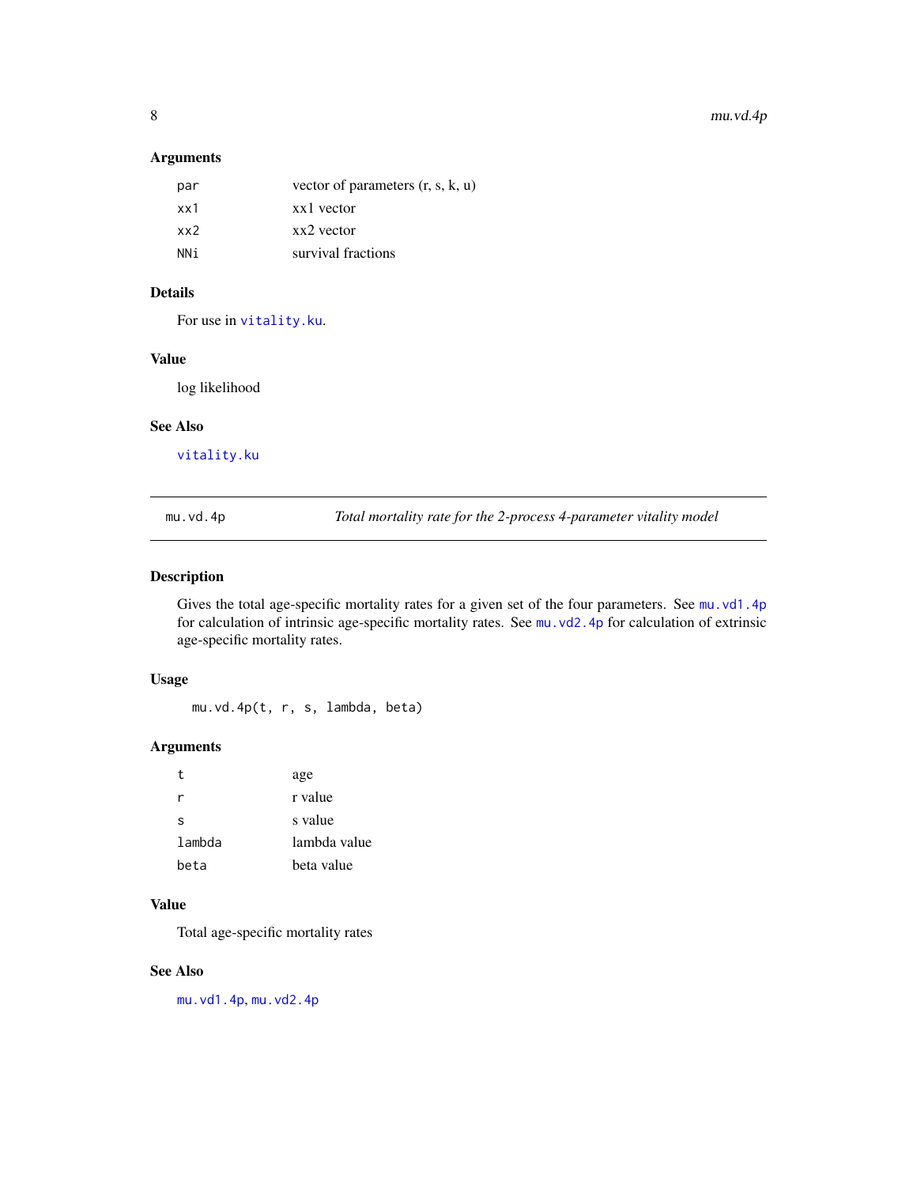### Arguments

| | |
|---|---|
| `par` | vector of parameters (r, s, k, u) |
| `xx1` | xx1 vector |
| `xx2` | xx2 vector |
| `NNi` | survival fractions |

### Details

For use in `vitality.ku`.

### Value

log likelihood

### See Also

`vitality.ku`

---

## mu.vd.4p — *Total mortality rate for the 2-process 4-parameter vitality model*

---

### Description

Gives the total age-specific mortality rates for a given set of the four parameters. See `mu.vd1.4p` for calculation of intrinsic age-specific mortality rates. See `mu.vd2.4p` for calculation of extrinsic age-specific mortality rates.

### Usage

```
mu.vd.4p(t, r, s, lambda, beta)
```

### Arguments

| | |
|---|---|
| `t` | age |
| `r` | r value |
| `s` | s value |
| `lambda` | lambda value |
| `beta` | beta value |

### Value

Total age-specific mortality rates

### See Also

`mu.vd1.4p`, `mu.vd2.4p`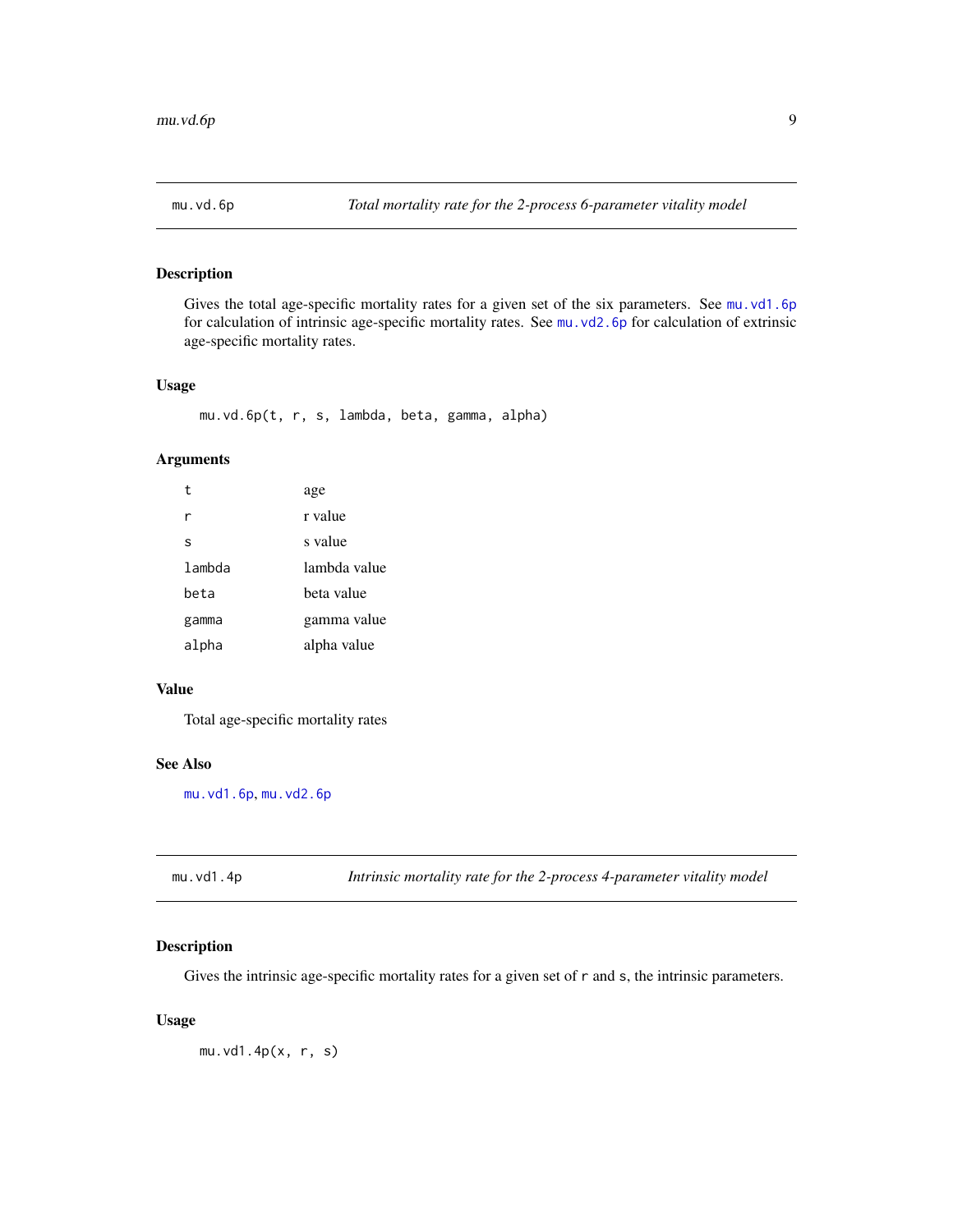## mu.vd.6p — *Total mortality rate for the 2-process 6-parameter vitality model*

### Description

Gives the total age-specific mortality rates for a given set of the six parameters. See `mu.vd1.6p` for calculation of intrinsic age-specific mortality rates. See `mu.vd2.6p` for calculation of extrinsic age-specific mortality rates.

### Usage

```
mu.vd.6p(t, r, s, lambda, beta, gamma, alpha)
```

### Arguments

| | |
|---|---|
| `t` | age |
| `r` | r value |
| `s` | s value |
| `lambda` | lambda value |
| `beta` | beta value |
| `gamma` | gamma value |
| `alpha` | alpha value |

### Value

Total age-specific mortality rates

### See Also

`mu.vd1.6p`, `mu.vd2.6p`

## mu.vd1.4p — *Intrinsic mortality rate for the 2-process 4-parameter vitality model*

### Description

Gives the intrinsic age-specific mortality rates for a given set of `r` and `s`, the intrinsic parameters.

### Usage

```
mu.vd1.4p(x, r, s)
```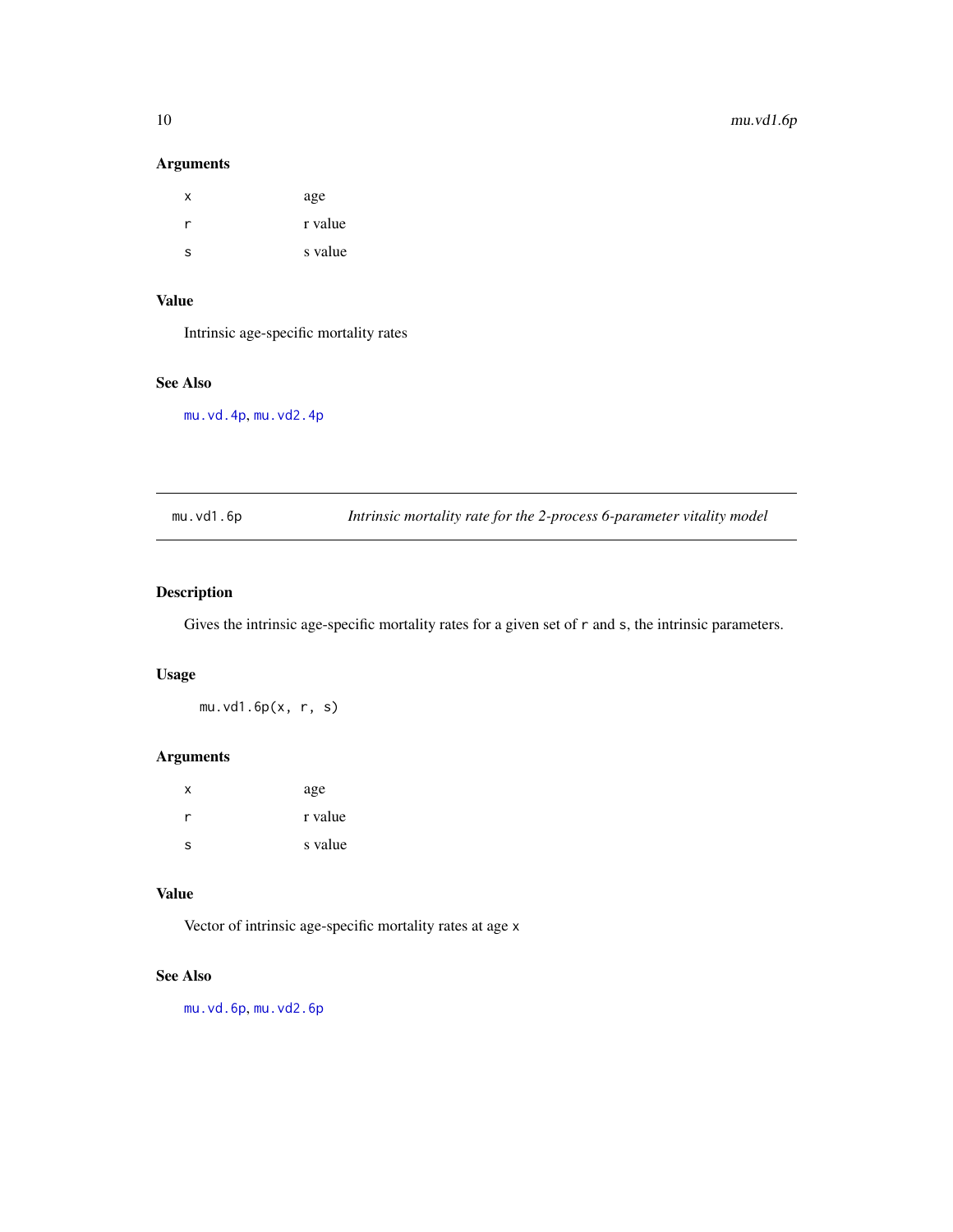### Arguments

| | |
|---|---|
| `x` | age |
| `r` | r value |
| `s` | s value |

### Value

Intrinsic age-specific mortality rates

### See Also

`mu.vd.4p`, `mu.vd2.4p`

---

## `mu.vd1.6p` — *Intrinsic mortality rate for the 2-process 6-parameter vitality model*

---

### Description

Gives the intrinsic age-specific mortality rates for a given set of `r` and `s`, the intrinsic parameters.

### Usage

```
mu.vd1.6p(x, r, s)
```

### Arguments

| | |
|---|---|
| `x` | age |
| `r` | r value |
| `s` | s value |

### Value

Vector of intrinsic age-specific mortality rates at age `x`

### See Also

`mu.vd.6p`, `mu.vd2.6p`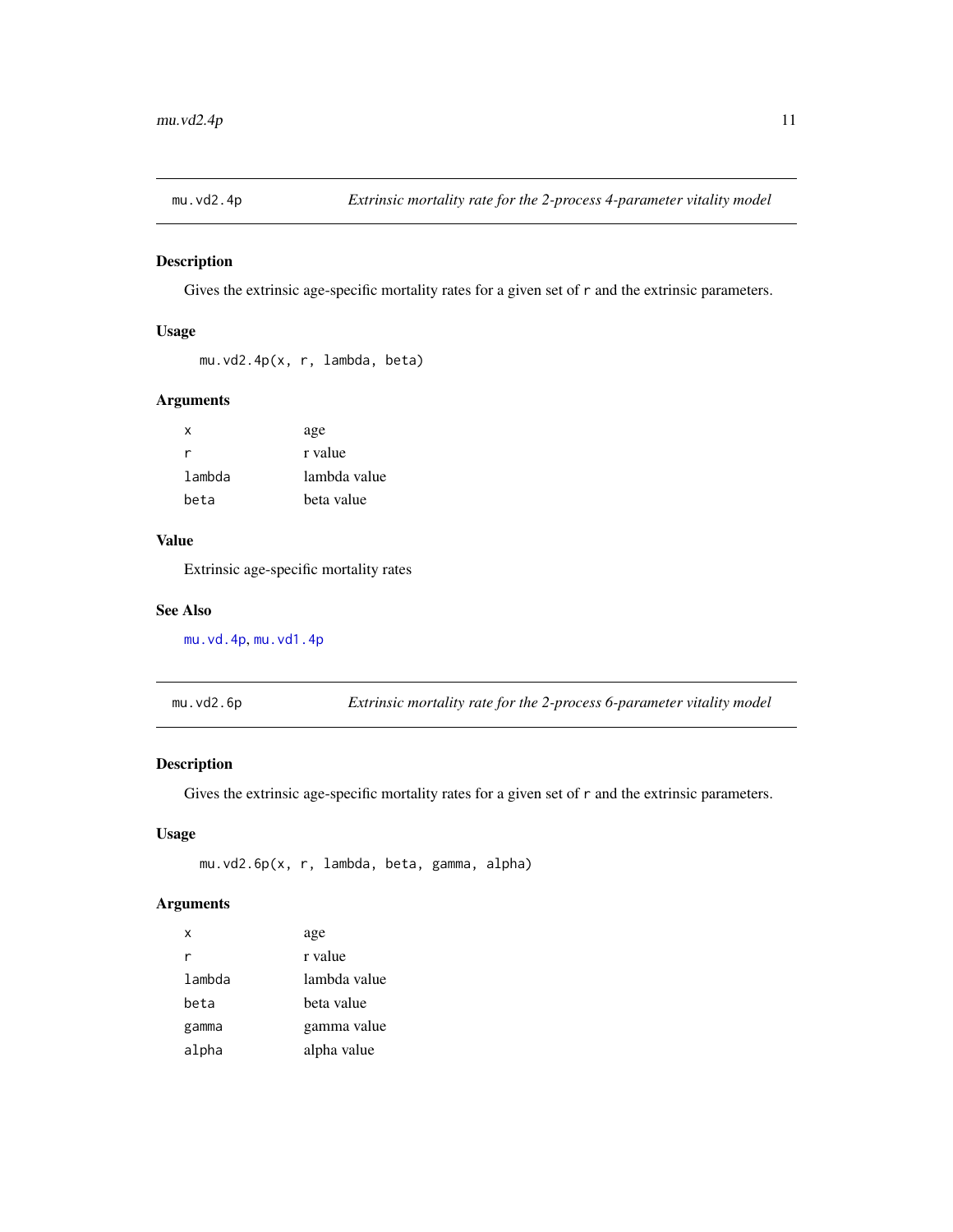## mu.vd2.4p — *Extrinsic mortality rate for the 2-process 4-parameter vitality model*

### Description

Gives the extrinsic age-specific mortality rates for a given set of `r` and the extrinsic parameters.

### Usage

```
mu.vd2.4p(x, r, lambda, beta)
```

### Arguments

| | |
|---|---|
| `x` | age |
| `r` | r value |
| `lambda` | lambda value |
| `beta` | beta value |

### Value

Extrinsic age-specific mortality rates

### See Also

`mu.vd.4p`, `mu.vd1.4p`

## mu.vd2.6p — *Extrinsic mortality rate for the 2-process 6-parameter vitality model*

### Description

Gives the extrinsic age-specific mortality rates for a given set of `r` and the extrinsic parameters.

### Usage

```
mu.vd2.6p(x, r, lambda, beta, gamma, alpha)
```

### Arguments

| | |
|---|---|
| `x` | age |
| `r` | r value |
| `lambda` | lambda value |
| `beta` | beta value |
| `gamma` | gamma value |
| `alpha` | alpha value |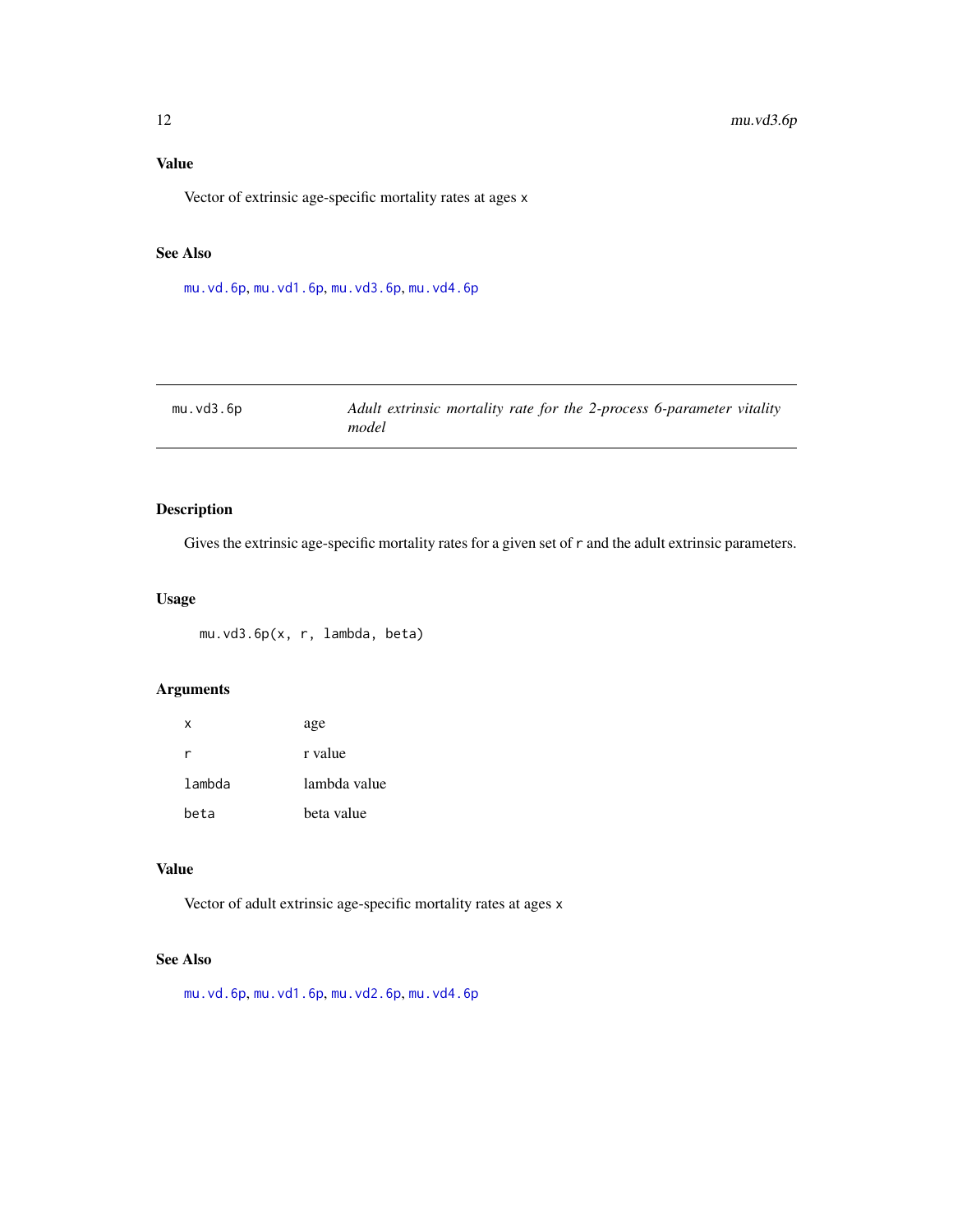## Value

Vector of extrinsic age-specific mortality rates at ages `x`

## See Also

`mu.vd.6p`, `mu.vd1.6p`, `mu.vd3.6p`, `mu.vd4.6p`

---

# mu.vd3.6p — *Adult extrinsic mortality rate for the 2-process 6-parameter vitality model*

## Description

Gives the extrinsic age-specific mortality rates for a given set of `r` and the adult extrinsic parameters.

## Usage

```
mu.vd3.6p(x, r, lambda, beta)
```

## Arguments

| | |
|---|---|
| `x` | age |
| `r` | r value |
| `lambda` | lambda value |
| `beta` | beta value |

## Value

Vector of adult extrinsic age-specific mortality rates at ages `x`

## See Also

`mu.vd.6p`, `mu.vd1.6p`, `mu.vd2.6p`, `mu.vd4.6p`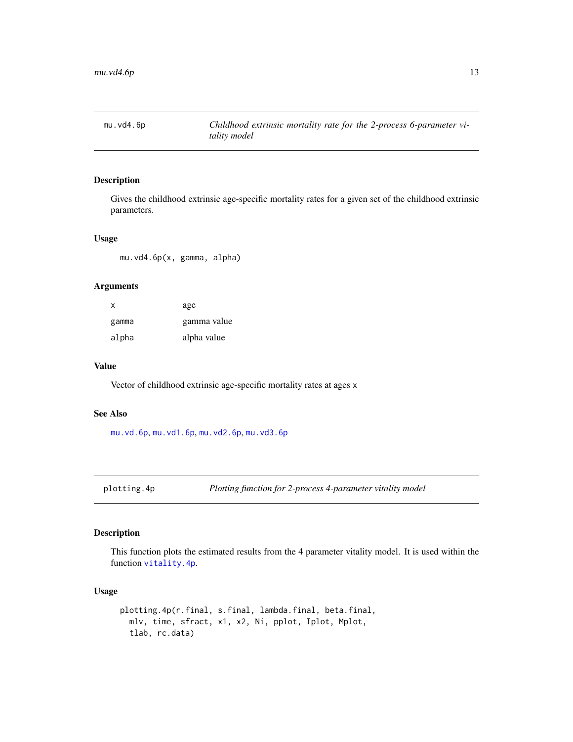## mu.vd4.6p — *Childhood extrinsic mortality rate for the 2-process 6-parameter vitality model*

### Description

Gives the childhood extrinsic age-specific mortality rates for a given set of the childhood extrinsic parameters.

### Usage

```
mu.vd4.6p(x, gamma, alpha)
```

### Arguments

| | |
|---|---|
| x | age |
| gamma | gamma value |
| alpha | alpha value |

### Value

Vector of childhood extrinsic age-specific mortality rates at ages x

### See Also

mu.vd.6p, mu.vd1.6p, mu.vd2.6p, mu.vd3.6p

## plotting.4p — *Plotting function for 2-process 4-parameter vitality model*

### Description

This function plots the estimated results from the 4 parameter vitality model. It is used within the function vitality.4p.

### Usage

```
plotting.4p(r.final, s.final, lambda.final, beta.final,
  mlv, time, sfract, x1, x2, Ni, pplot, Iplot, Mplot,
  tlab, rc.data)
```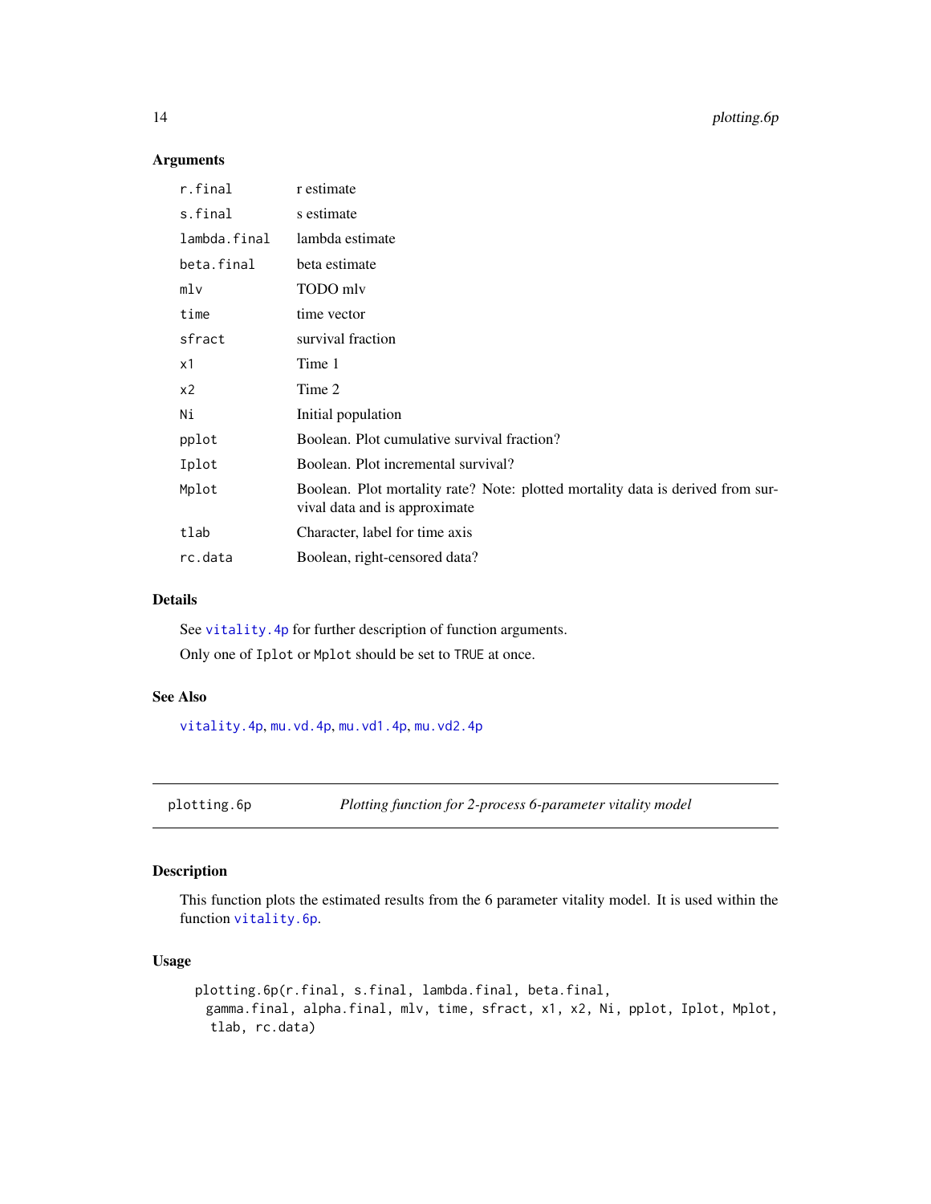### Arguments

| | |
|---|---|
| `r.final` | r estimate |
| `s.final` | s estimate |
| `lambda.final` | lambda estimate |
| `beta.final` | beta estimate |
| `mlv` | TODO mlv |
| `time` | time vector |
| `sfract` | survival fraction |
| `x1` | Time 1 |
| `x2` | Time 2 |
| `Ni` | Initial population |
| `pplot` | Boolean. Plot cumulative survival fraction? |
| `Iplot` | Boolean. Plot incremental survival? |
| `Mplot` | Boolean. Plot mortality rate? Note: plotted mortality data is derived from survival data and is approximate |
| `tlab` | Character, label for time axis |
| `rc.data` | Boolean, right-censored data? |

### Details

See `vitality.4p` for further description of function arguments.

Only one of `Iplot` or `Mplot` should be set to `TRUE` at once.

### See Also

`vitality.4p`, `mu.vd.4p`, `mu.vd1.4p`, `mu.vd2.4p`

---

## plotting.6p — *Plotting function for 2-process 6-parameter vitality model*

### Description

This function plots the estimated results from the 6 parameter vitality model. It is used within the function `vitality.6p`.

### Usage

```
plotting.6p(r.final, s.final, lambda.final, beta.final,
  gamma.final, alpha.final, mlv, time, sfract, x1, x2, Ni, pplot, Iplot, Mplot,
   tlab, rc.data)
```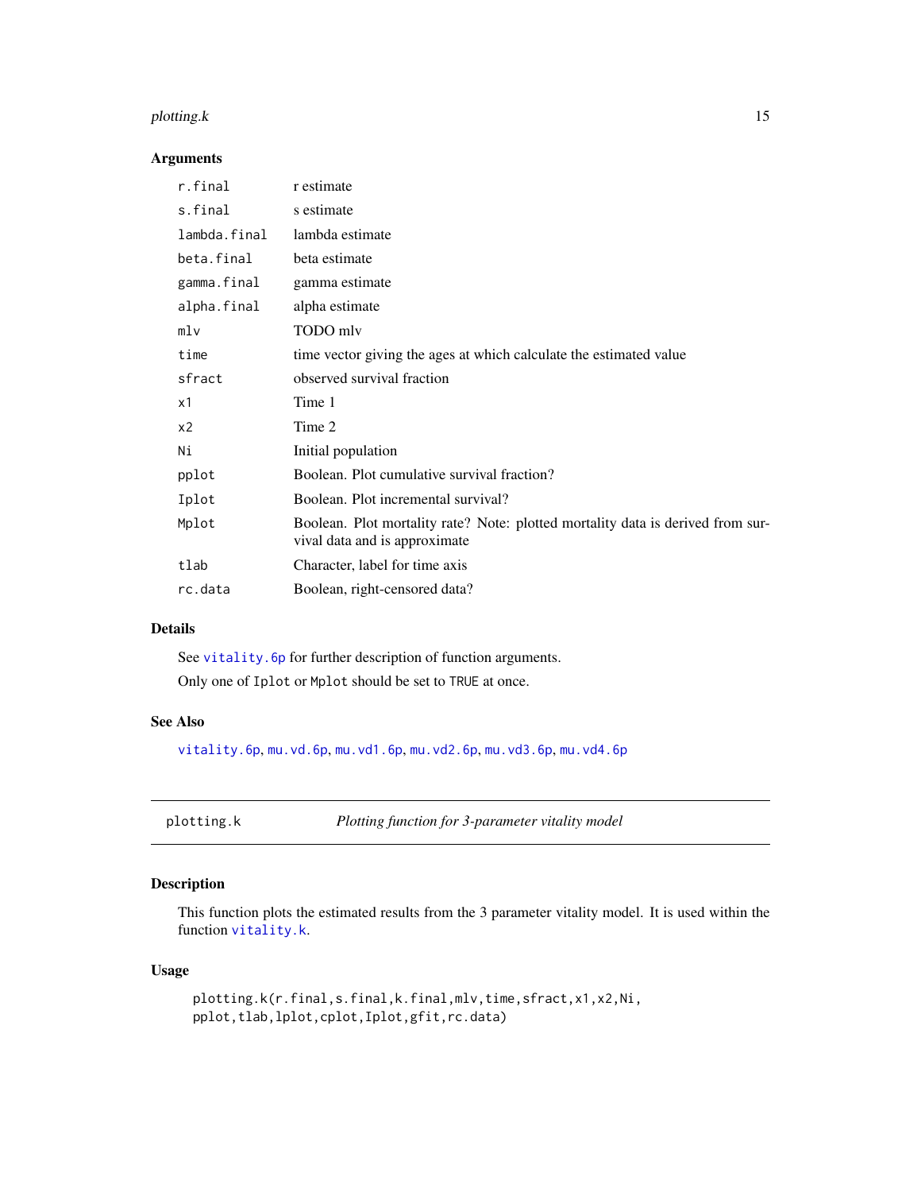### Arguments

| | |
|---|---|
| `r.final` | r estimate |
| `s.final` | s estimate |
| `lambda.final` | lambda estimate |
| `beta.final` | beta estimate |
| `gamma.final` | gamma estimate |
| `alpha.final` | alpha estimate |
| `mlv` | TODO mlv |
| `time` | time vector giving the ages at which calculate the estimated value |
| `sfract` | observed survival fraction |
| `x1` | Time 1 |
| `x2` | Time 2 |
| `Ni` | Initial population |
| `pplot` | Boolean. Plot cumulative survival fraction? |
| `Iplot` | Boolean. Plot incremental survival? |
| `Mplot` | Boolean. Plot mortality rate? Note: plotted mortality data is derived from survival data and is approximate |
| `tlab` | Character, label for time axis |
| `rc.data` | Boolean, right-censored data? |

### Details

See `vitality.6p` for further description of function arguments.

Only one of `Iplot` or `Mplot` should be set to `TRUE` at once.

### See Also

`vitality.6p`, `mu.vd.6p`, `mu.vd1.6p`, `mu.vd2.6p`, `mu.vd3.6p`, `mu.vd4.6p`

---

## plotting.k — *Plotting function for 3-parameter vitality model*

### Description

This function plots the estimated results from the 3 parameter vitality model. It is used within the function `vitality.k`.

### Usage

```
plotting.k(r.final,s.final,k.final,mlv,time,sfract,x1,x2,Ni,
pplot,tlab,lplot,cplot,Iplot,gfit,rc.data)
```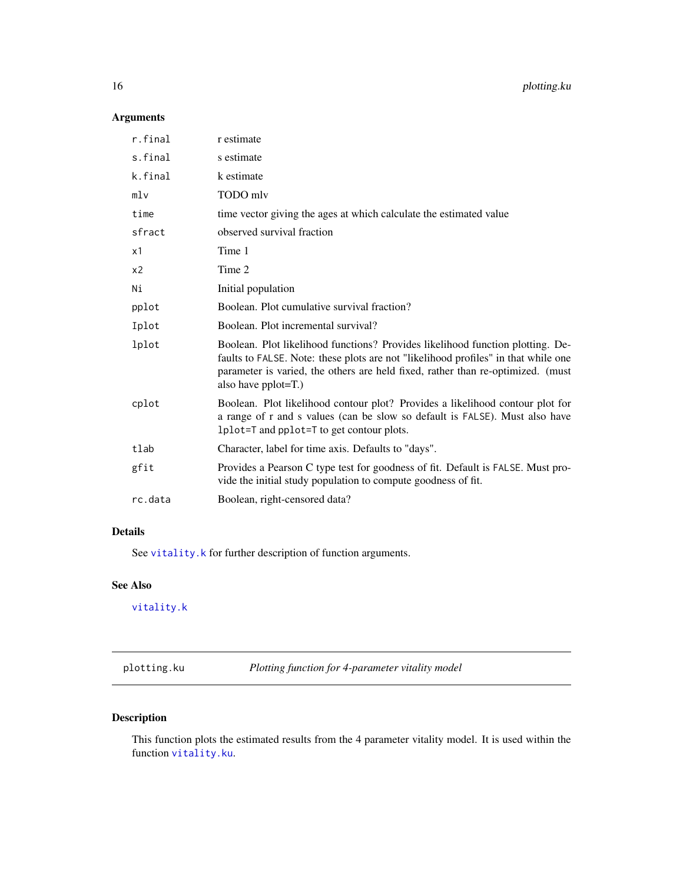## Arguments

| | |
|---|---|
| `r.final` | r estimate |
| `s.final` | s estimate |
| `k.final` | k estimate |
| `mlv` | TODO mlv |
| `time` | time vector giving the ages at which calculate the estimated value |
| `sfract` | observed survival fraction |
| `x1` | Time 1 |
| `x2` | Time 2 |
| `Ni` | Initial population |
| `pplot` | Boolean. Plot cumulative survival fraction? |
| `Iplot` | Boolean. Plot incremental survival? |
| `lplot` | Boolean. Plot likelihood functions? Provides likelihood function plotting. Defaults to `FALSE`. Note: these plots are not "likelihood profiles" in that while one parameter is varied, the others are held fixed, rather than re-optimized. (must also have pplot=T.) |
| `cplot` | Boolean. Plot likelihood contour plot? Provides a likelihood contour plot for a range of r and s values (can be slow so default is `FALSE`). Must also have `lplot=T` and `pplot=T` to get contour plots. |
| `tlab` | Character, label for time axis. Defaults to "days". |
| `gfit` | Provides a Pearson C type test for goodness of fit. Default is `FALSE`. Must provide the initial study population to compute goodness of fit. |
| `rc.data` | Boolean, right-censored data? |

## Details

See `vitality.k` for further description of function arguments.

## See Also

`vitality.k`

---

`plotting.ku` *Plotting function for 4-parameter vitality model*

---

## Description

This function plots the estimated results from the 4 parameter vitality model. It is used within the function `vitality.ku`.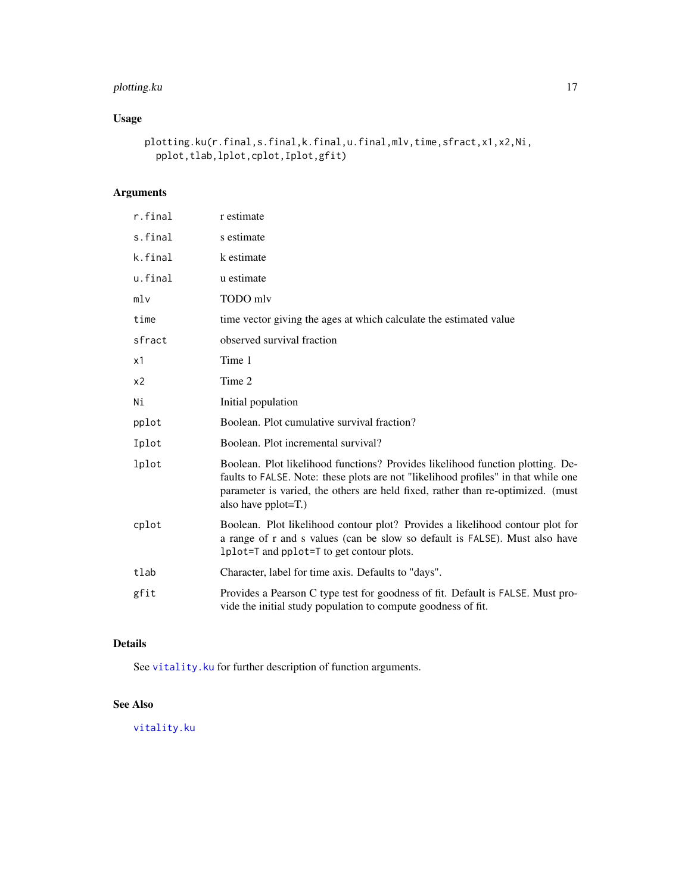## Usage

```
plotting.ku(r.final,s.final,k.final,u.final,mlv,time,sfract,x1,x2,Ni,
  pplot,tlab,lplot,cplot,Iplot,gfit)
```

## Arguments

| | |
|---|---|
| r.final | r estimate |
| s.final | s estimate |
| k.final | k estimate |
| u.final | u estimate |
| mlv | TODO mlv |
| time | time vector giving the ages at which calculate the estimated value |
| sfract | observed survival fraction |
| x1 | Time 1 |
| x2 | Time 2 |
| Ni | Initial population |
| pplot | Boolean. Plot cumulative survival fraction? |
| Iplot | Boolean. Plot incremental survival? |
| lplot | Boolean. Plot likelihood functions? Provides likelihood function plotting. Defaults to FALSE. Note: these plots are not "likelihood profiles" in that while one parameter is varied, the others are held fixed, rather than re-optimized. (must also have pplot=T.) |
| cplot | Boolean. Plot likelihood contour plot? Provides a likelihood contour plot for a range of r and s values (can be slow so default is FALSE). Must also have lplot=T and pplot=T to get contour plots. |
| tlab | Character, label for time axis. Defaults to "days". |
| gfit | Provides a Pearson C type test for goodness of fit. Default is FALSE. Must provide the initial study population to compute goodness of fit. |

## Details

See vitality.ku for further description of function arguments.

## See Also

vitality.ku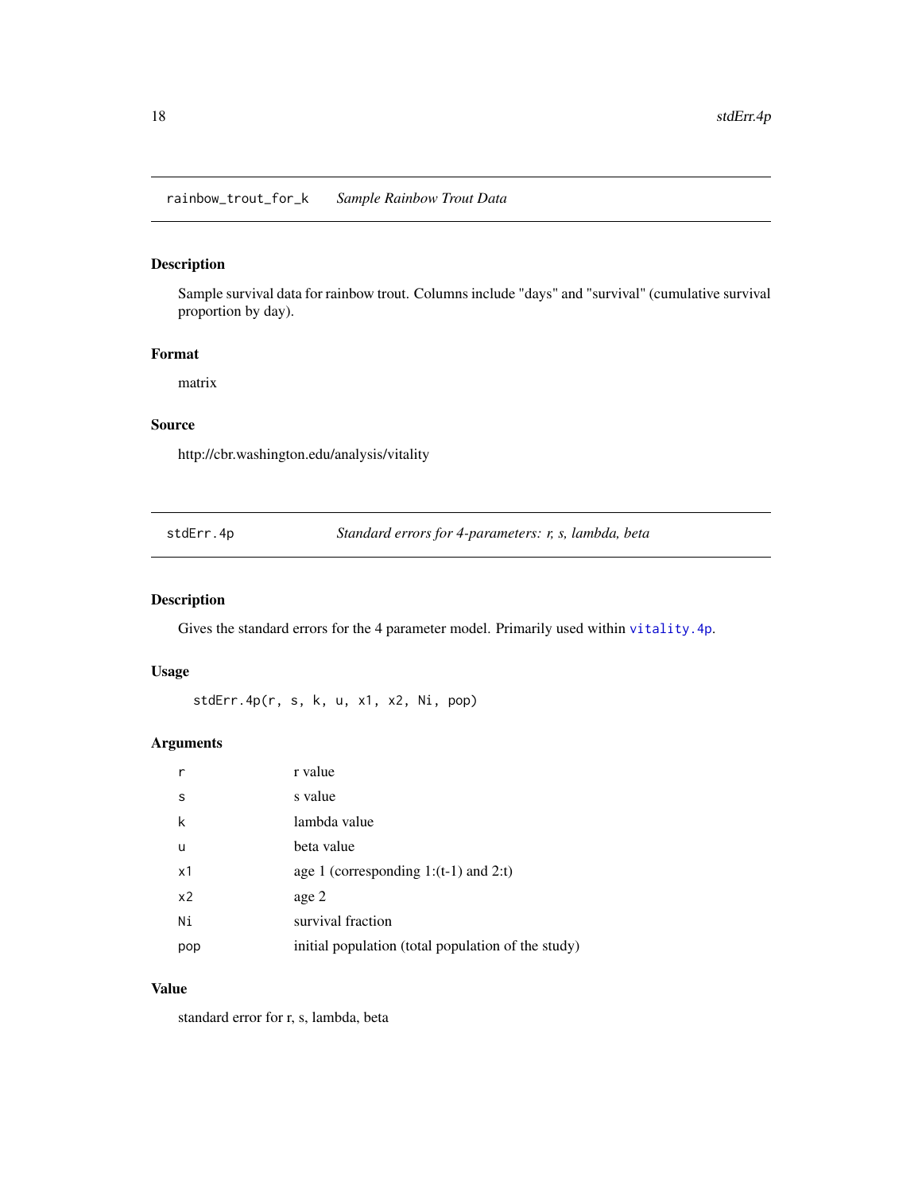## rainbow_trout_for_k *Sample Rainbow Trout Data*

### Description

Sample survival data for rainbow trout. Columns include "days" and "survival" (cumulative survival proportion by day).

### Format

matrix

### Source

http://cbr.washington.edu/analysis/vitality

## stdErr.4p *Standard errors for 4-parameters: r, s, lambda, beta*

### Description

Gives the standard errors for the 4 parameter model. Primarily used within `vitality.4p`.

### Usage

```
stdErr.4p(r, s, k, u, x1, x2, Ni, pop)
```

### Arguments

| | |
|---|---|
| r | r value |
| s | s value |
| k | lambda value |
| u | beta value |
| x1 | age 1 (corresponding 1:(t-1) and 2:t) |
| x2 | age 2 |
| Ni | survival fraction |
| pop | initial population (total population of the study) |

### Value

standard error for r, s, lambda, beta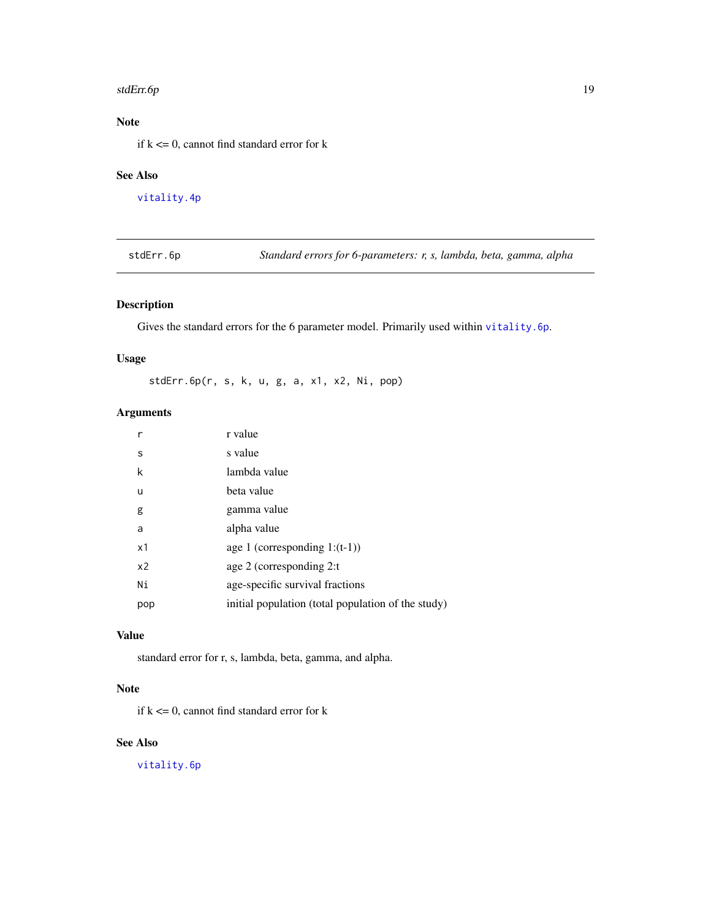## Note

if k <= 0, cannot find standard error for k

## See Also

`vitality.4p`

---

`stdErr.6p` *Standard errors for 6-parameters: r, s, lambda, beta, gamma, alpha*

---

## Description

Gives the standard errors for the 6 parameter model. Primarily used within `vitality.6p`.

## Usage

```
stdErr.6p(r, s, k, u, g, a, x1, x2, Ni, pop)
```

## Arguments

| | |
|---|---|
| `r` | r value |
| `s` | s value |
| `k` | lambda value |
| `u` | beta value |
| `g` | gamma value |
| `a` | alpha value |
| `x1` | age 1 (corresponding 1:(t-1)) |
| `x2` | age 2 (corresponding 2:t |
| `Ni` | age-specific survival fractions |
| `pop` | initial population (total population of the study) |

## Value

standard error for r, s, lambda, beta, gamma, and alpha.

## Note

if k <= 0, cannot find standard error for k

## See Also

`vitality.6p`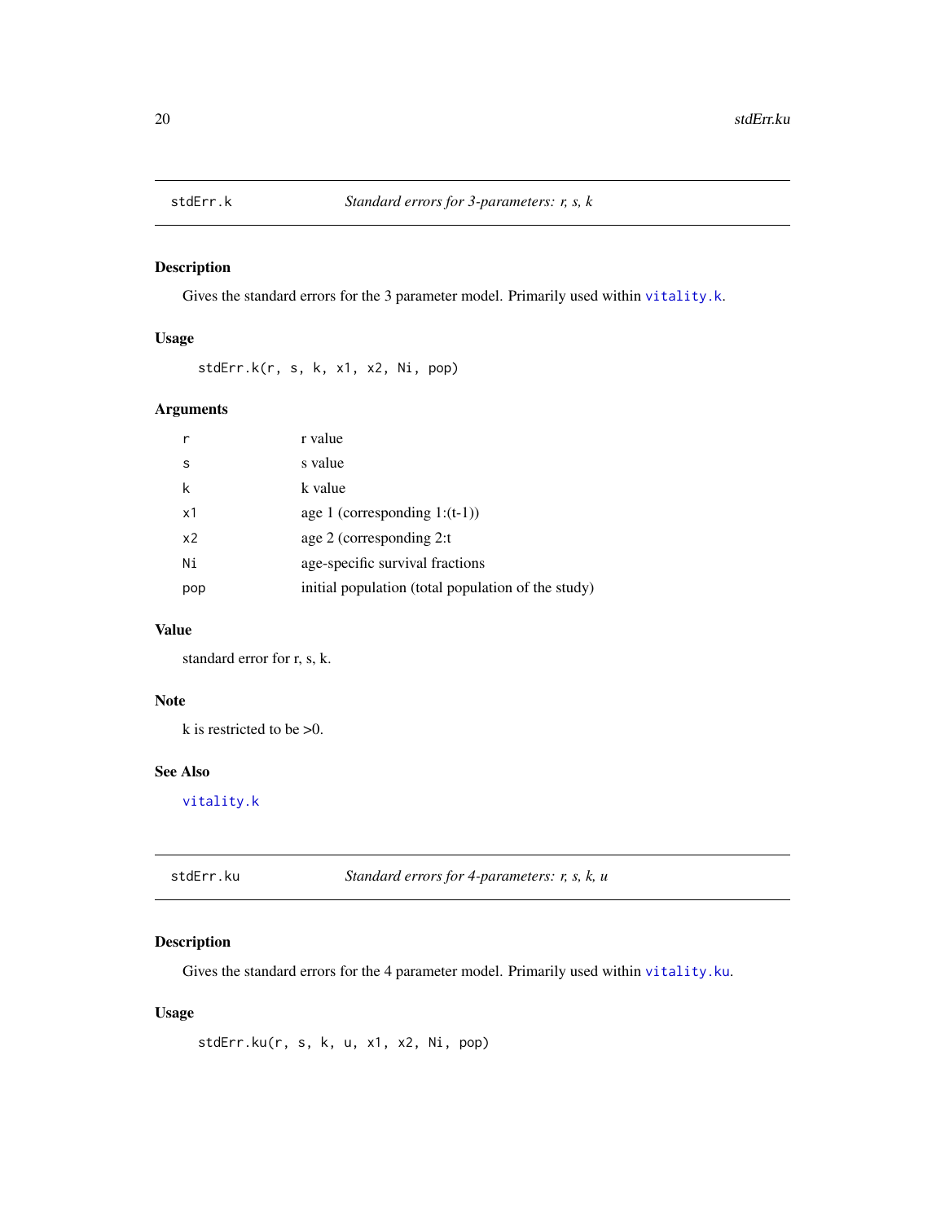## stdErr.k — *Standard errors for 3-parameters: r, s, k*

### Description

Gives the standard errors for the 3 parameter model. Primarily used within vitality.k.

### Usage

```
stdErr.k(r, s, k, x1, x2, Ni, pop)
```

### Arguments

| | |
|---|---|
| r | r value |
| s | s value |
| k | k value |
| x1 | age 1 (corresponding 1:(t-1)) |
| x2 | age 2 (corresponding 2:t |
| Ni | age-specific survival fractions |
| pop | initial population (total population of the study) |

### Value

standard error for r, s, k.

### Note

k is restricted to be >0.

### See Also

vitality.k

## stdErr.ku — *Standard errors for 4-parameters: r, s, k, u*

### Description

Gives the standard errors for the 4 parameter model. Primarily used within vitality.ku.

### Usage

```
stdErr.ku(r, s, k, u, x1, x2, Ni, pop)
```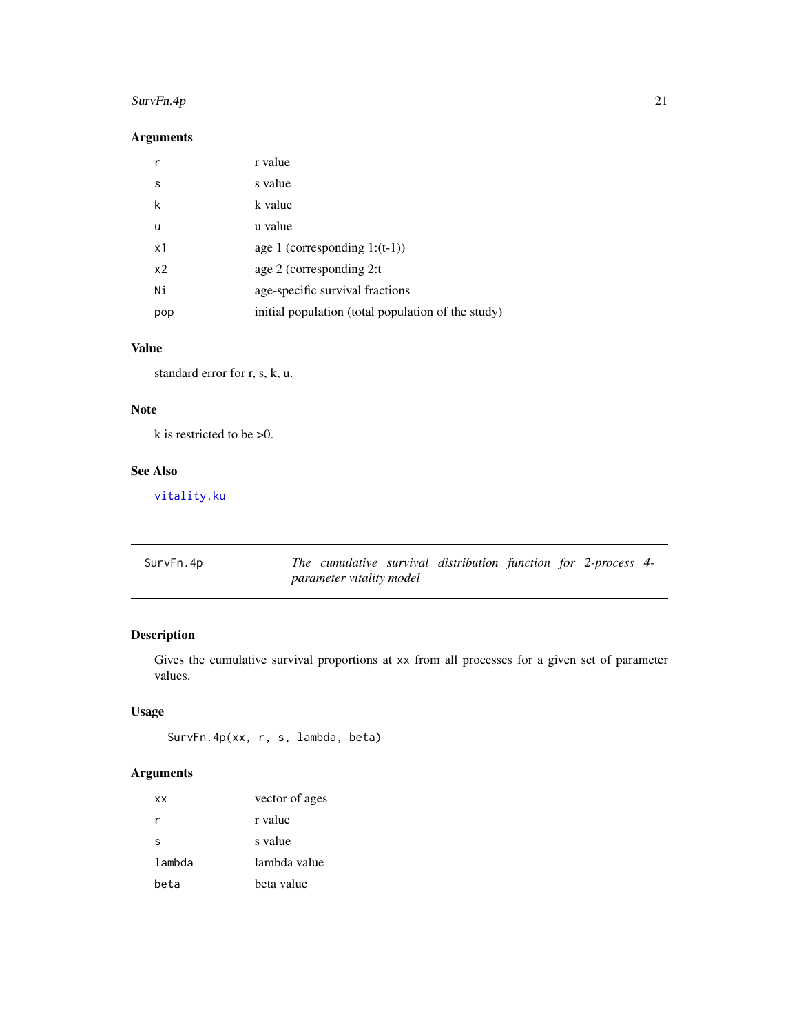### Arguments

| | |
|---|---|
| r | r value |
| s | s value |
| k | k value |
| u | u value |
| x1 | age 1 (corresponding 1:(t-1)) |
| x2 | age 2 (corresponding 2:t |
| Ni | age-specific survival fractions |
| pop | initial population (total population of the study) |

### Value

standard error for r, s, k, u.

### Note

k is restricted to be >0.

### See Also

vitality.ku

---

## SurvFn.4p — *The cumulative survival distribution function for 2-process 4-parameter vitality model*

### Description

Gives the cumulative survival proportions at xx from all processes for a given set of parameter values.

### Usage

```
SurvFn.4p(xx, r, s, lambda, beta)
```

### Arguments

| | |
|---|---|
| xx | vector of ages |
| r | r value |
| s | s value |
| lambda | lambda value |
| beta | beta value |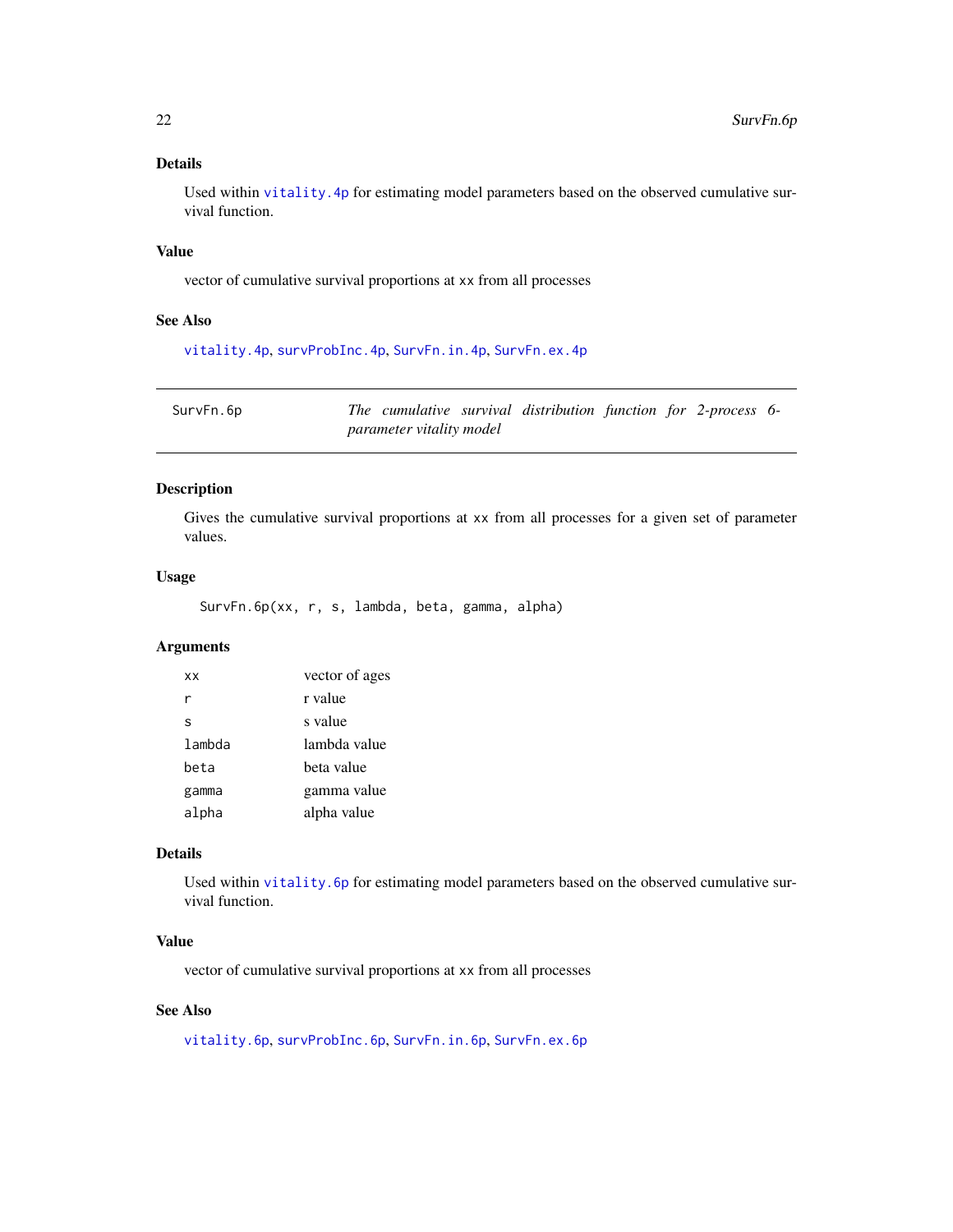### Details

Used within vitality.4p for estimating model parameters based on the observed cumulative survival function.

### Value

vector of cumulative survival proportions at xx from all processes

### See Also

vitality.4p, survProbInc.4p, SurvFn.in.4p, SurvFn.ex.4p

---

## SurvFn.6p — *The cumulative survival distribution function for 2-process 6-parameter vitality model*

---

### Description

Gives the cumulative survival proportions at xx from all processes for a given set of parameter values.

### Usage

```
SurvFn.6p(xx, r, s, lambda, beta, gamma, alpha)
```

### Arguments

| | |
|---|---|
| xx | vector of ages |
| r | r value |
| s | s value |
| lambda | lambda value |
| beta | beta value |
| gamma | gamma value |
| alpha | alpha value |

### Details

Used within vitality.6p for estimating model parameters based on the observed cumulative survival function.

### Value

vector of cumulative survival proportions at xx from all processes

### See Also

vitality.6p, survProbInc.6p, SurvFn.in.6p, SurvFn.ex.6p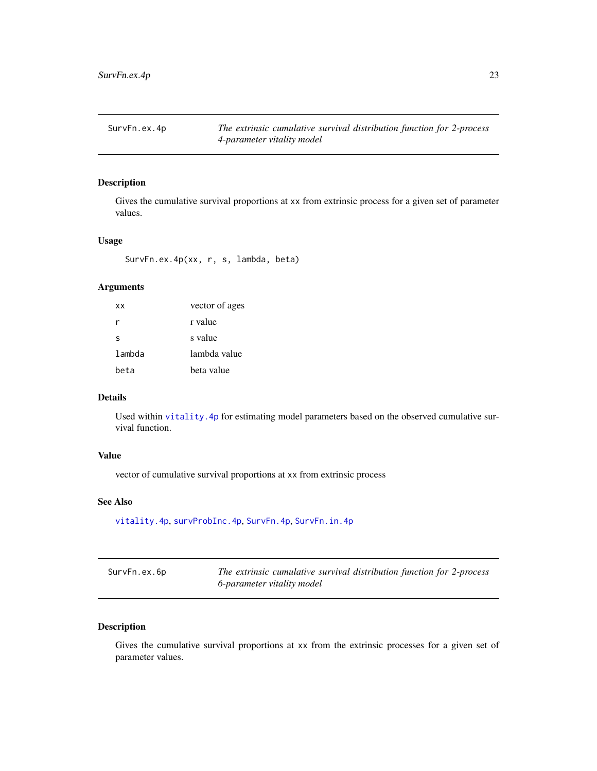## SurvFn.ex.4p — *The extrinsic cumulative survival distribution function for 2-process 4-parameter vitality model*

### Description

Gives the cumulative survival proportions at xx from extrinsic process for a given set of parameter values.

### Usage

```
SurvFn.ex.4p(xx, r, s, lambda, beta)
```

### Arguments

| | |
|---|---|
| xx | vector of ages |
| r | r value |
| s | s value |
| lambda | lambda value |
| beta | beta value |

### Details

Used within vitality.4p for estimating model parameters based on the observed cumulative survival function.

### Value

vector of cumulative survival proportions at xx from extrinsic process

### See Also

vitality.4p, survProbInc.4p, SurvFn.4p, SurvFn.in.4p

## SurvFn.ex.6p — *The extrinsic cumulative survival distribution function for 2-process 6-parameter vitality model*

### Description

Gives the cumulative survival proportions at xx from the extrinsic processes for a given set of parameter values.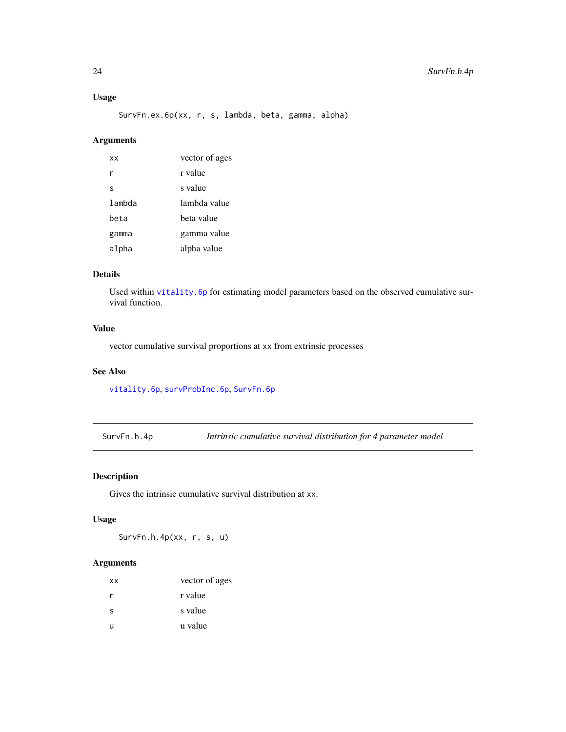### Usage

```
SurvFn.ex.6p(xx, r, s, lambda, beta, gamma, alpha)
```

### Arguments

| | |
|---|---|
| xx | vector of ages |
| r | r value |
| s | s value |
| lambda | lambda value |
| beta | beta value |
| gamma | gamma value |
| alpha | alpha value |

### Details

Used within vitality.6p for estimating model parameters based on the observed cumulative survival function.

### Value

vector cumulative survival proportions at xx from extrinsic processes

### See Also

vitality.6p, survProbInc.6p, SurvFn.6p

---

## SurvFn.h.4p — *Intrinsic cumulative survival distribution for 4 parameter model*

### Description

Gives the intrinsic cumulative survival distribution at xx.

### Usage

```
SurvFn.h.4p(xx, r, s, u)
```

### Arguments

| | |
|---|---|
| xx | vector of ages |
| r | r value |
| s | s value |
| u | u value |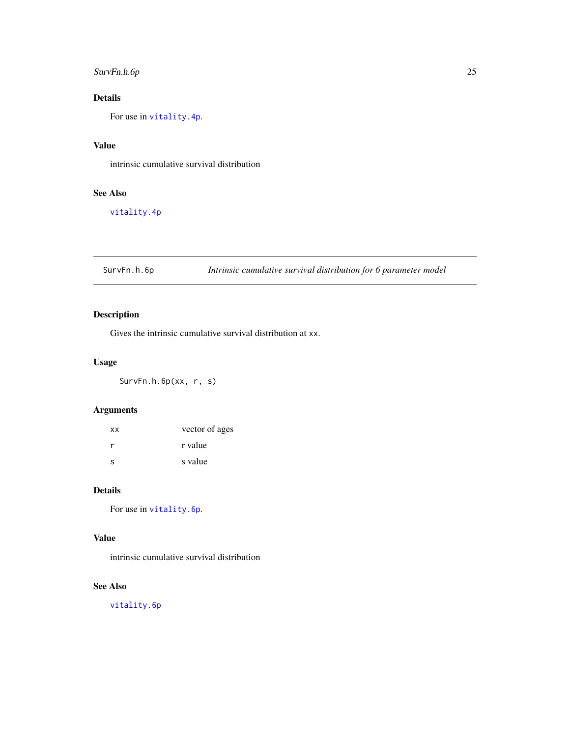## Details

For use in `vitality.4p`.

## Value

intrinsic cumulative survival distribution

## See Also

`vitality.4p`

---

`SurvFn.h.6p` *Intrinsic cumulative survival distribution for 6 parameter model*

---

## Description

Gives the intrinsic cumulative survival distribution at `xx`.

## Usage

```
SurvFn.h.6p(xx, r, s)
```

## Arguments

| | |
|---|---|
| `xx` | vector of ages |
| `r` | r value |
| `s` | s value |

## Details

For use in `vitality.6p`.

## Value

intrinsic cumulative survival distribution

## See Also

`vitality.6p`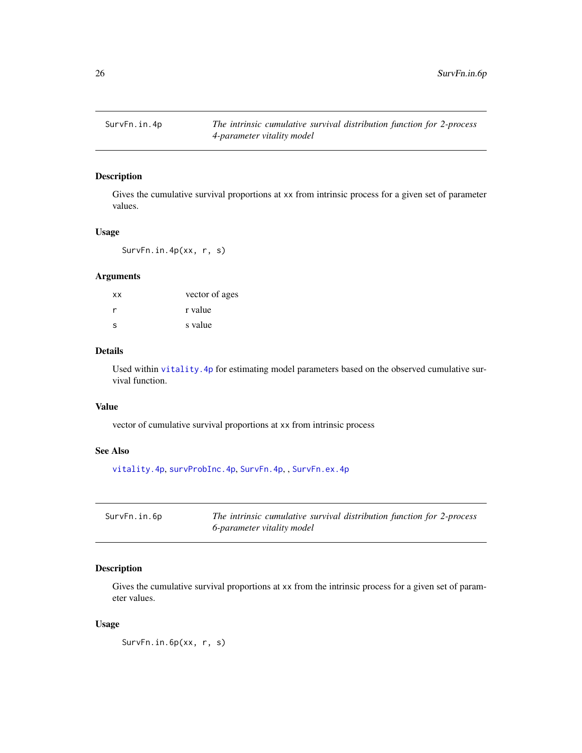## SurvFn.in.4p — *The intrinsic cumulative survival distribution function for 2-process 4-parameter vitality model*

### Description

Gives the cumulative survival proportions at xx from intrinsic process for a given set of parameter values.

### Usage

```
SurvFn.in.4p(xx, r, s)
```

### Arguments

| | |
|---|---|
| xx | vector of ages |
| r | r value |
| s | s value |

### Details

Used within `vitality.4p` for estimating model parameters based on the observed cumulative survival function.

### Value

vector of cumulative survival proportions at xx from intrinsic process

### See Also

`vitality.4p`, `survProbInc.4p`, `SurvFn.4p`, , `SurvFn.ex.4p`

## SurvFn.in.6p — *The intrinsic cumulative survival distribution function for 2-process 6-parameter vitality model*

### Description

Gives the cumulative survival proportions at xx from the intrinsic process for a given set of parameter values.

### Usage

```
SurvFn.in.6p(xx, r, s)
```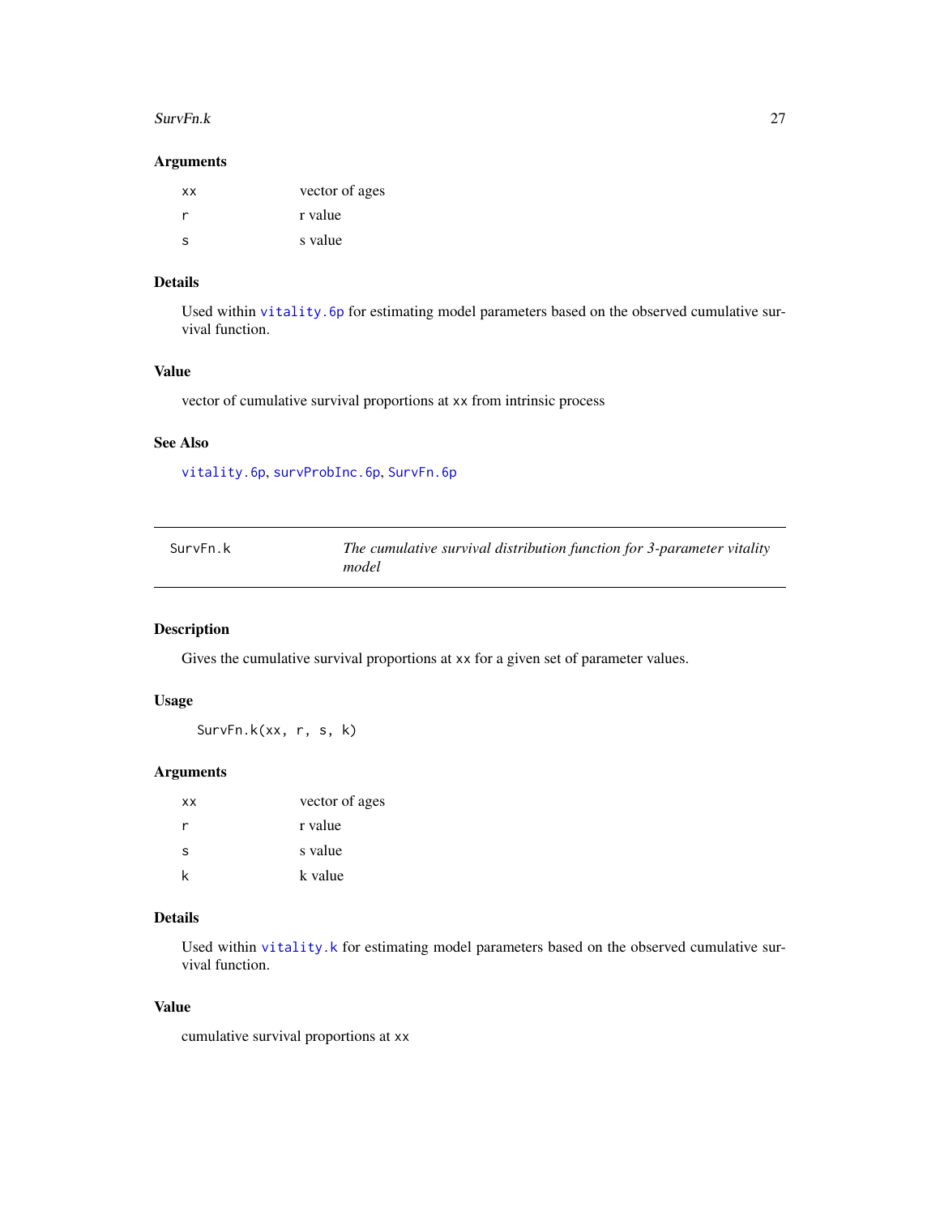### Arguments

| | |
|---|---|
| xx | vector of ages |
| r | r value |
| s | s value |

### Details

Used within `vitality.6p` for estimating model parameters based on the observed cumulative survival function.

### Value

vector of cumulative survival proportions at xx from intrinsic process

### See Also

`vitality.6p`, `survProbInc.6p`, `SurvFn.6p`

---

## SurvFn.k — *The cumulative survival distribution function for 3-parameter vitality model*

---

### Description

Gives the cumulative survival proportions at xx for a given set of parameter values.

### Usage

```
SurvFn.k(xx, r, s, k)
```

### Arguments

| | |
|---|---|
| xx | vector of ages |
| r | r value |
| s | s value |
| k | k value |

### Details

Used within `vitality.k` for estimating model parameters based on the observed cumulative survival function.

### Value

cumulative survival proportions at xx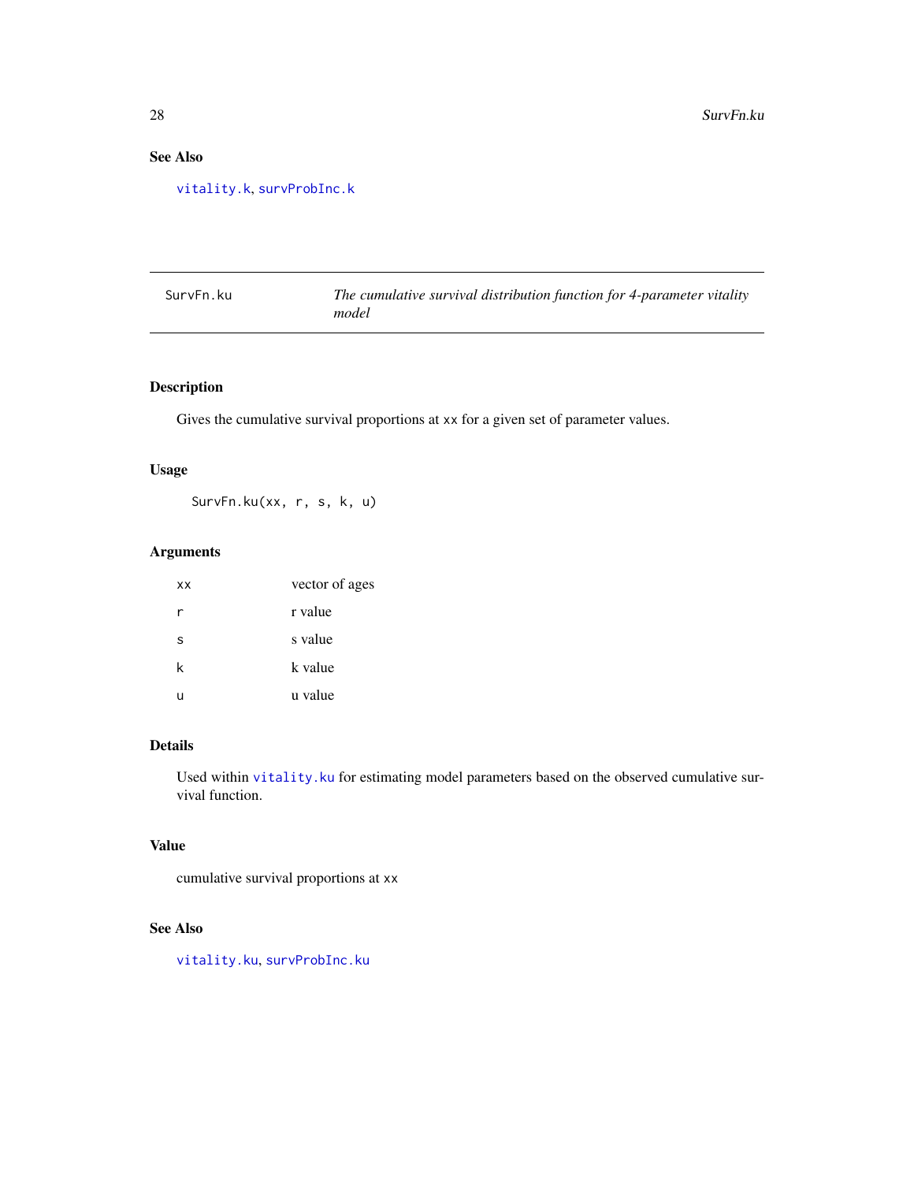## See Also

`vitality.k`, `survProbInc.k`

---

# SurvFn.ku — *The cumulative survival distribution function for 4-parameter vitality model*

---

### Description

Gives the cumulative survival proportions at `xx` for a given set of parameter values.

### Usage

```
SurvFn.ku(xx, r, s, k, u)
```

### Arguments

| | |
|---|---|
| `xx` | vector of ages |
| `r` | r value |
| `s` | s value |
| `k` | k value |
| `u` | u value |

### Details

Used within `vitality.ku` for estimating model parameters based on the observed cumulative survival function.

### Value

cumulative survival proportions at `xx`

### See Also

`vitality.ku`, `survProbInc.ku`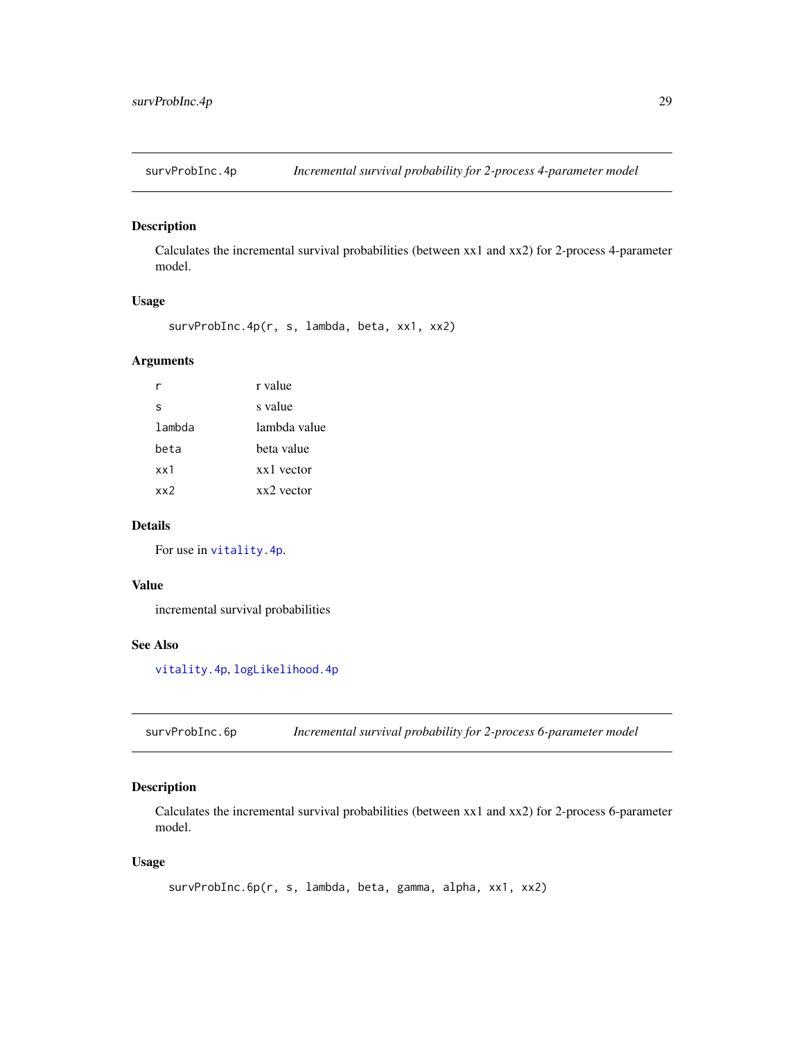## survProbInc.4p — *Incremental survival probability for 2-process 4-parameter model*

### Description

Calculates the incremental survival probabilities (between xx1 and xx2) for 2-process 4-parameter model.

### Usage

```
survProbInc.4p(r, s, lambda, beta, xx1, xx2)
```

### Arguments

| | |
|---|---|
| `r` | r value |
| `s` | s value |
| `lambda` | lambda value |
| `beta` | beta value |
| `xx1` | xx1 vector |
| `xx2` | xx2 vector |

### Details

For use in `vitality.4p`.

### Value

incremental survival probabilities

### See Also

`vitality.4p`, `logLikelihood.4p`

## survProbInc.6p — *Incremental survival probability for 2-process 6-parameter model*

### Description

Calculates the incremental survival probabilities (between xx1 and xx2) for 2-process 6-parameter model.

### Usage

```
survProbInc.6p(r, s, lambda, beta, gamma, alpha, xx1, xx2)
```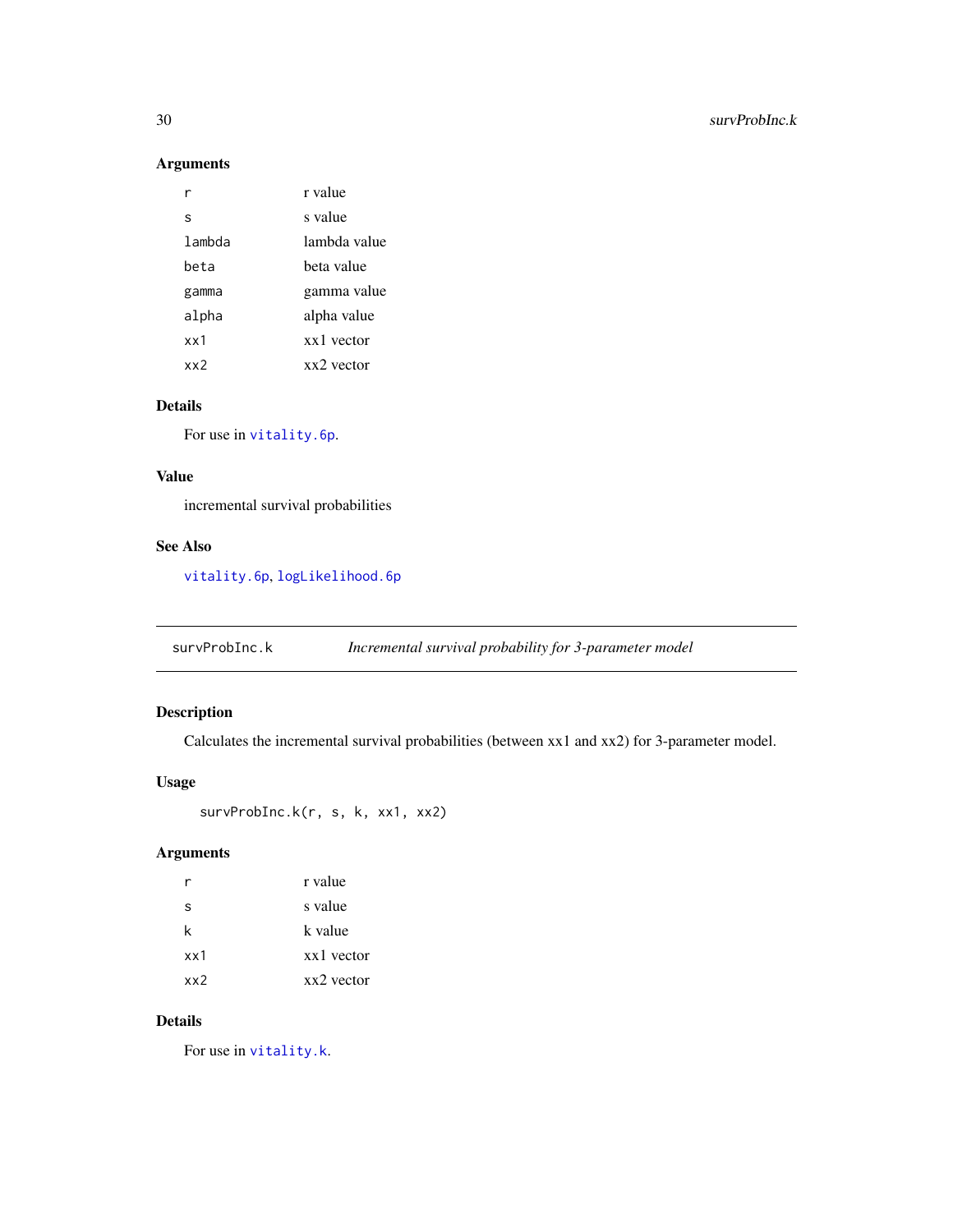### Arguments

| | |
|---|---|
| r | r value |
| s | s value |
| lambda | lambda value |
| beta | beta value |
| gamma | gamma value |
| alpha | alpha value |
| xx1 | xx1 vector |
| xx2 | xx2 vector |

### Details

For use in `vitality.6p`.

### Value

incremental survival probabilities

### See Also

`vitality.6p`, `logLikelihood.6p`

---

## survProbInc.k — *Incremental survival probability for 3-parameter model*

---

### Description

Calculates the incremental survival probabilities (between xx1 and xx2) for 3-parameter model.

### Usage

```
survProbInc.k(r, s, k, xx1, xx2)
```

### Arguments

| | |
|---|---|
| r | r value |
| s | s value |
| k | k value |
| xx1 | xx1 vector |
| xx2 | xx2 vector |

### Details

For use in `vitality.k`.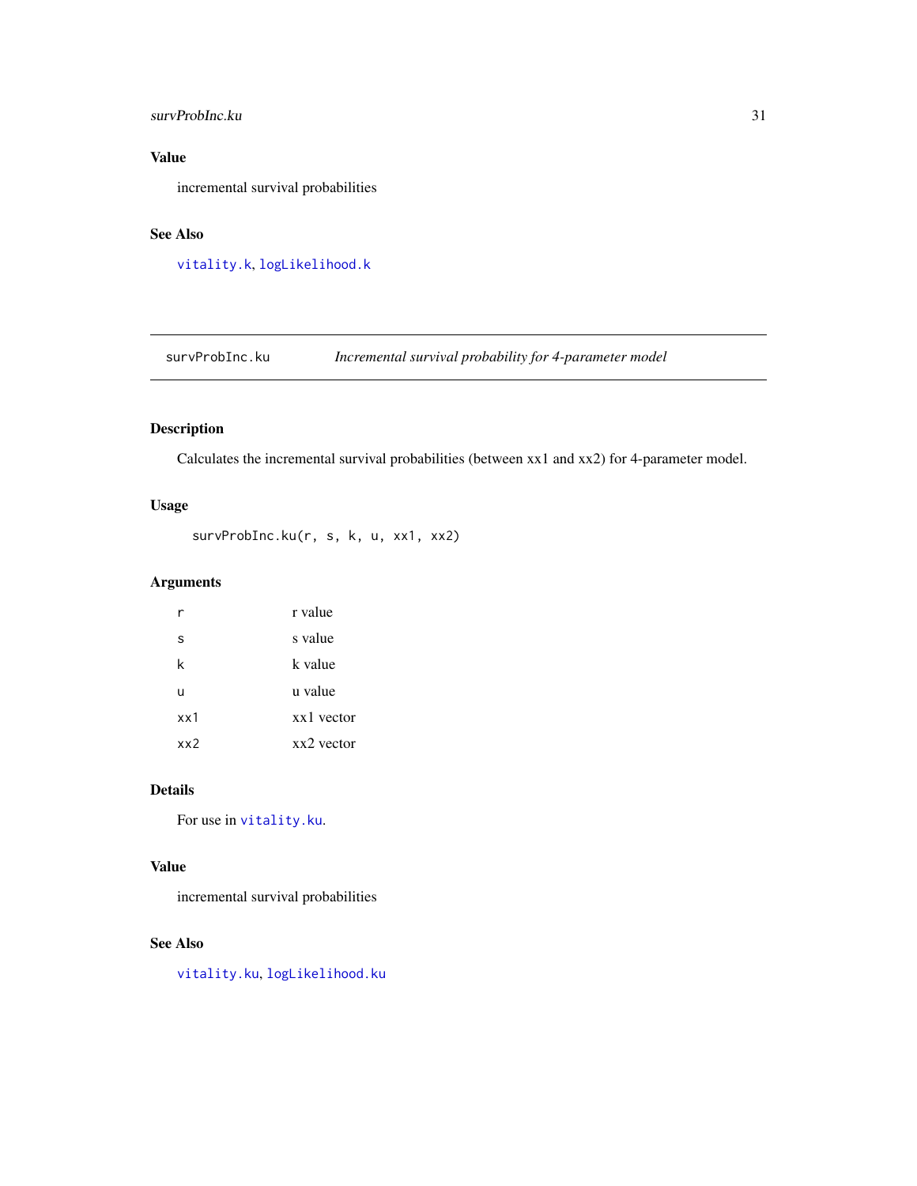## Value

incremental survival probabilities

## See Also

vitality.k, logLikelihood.k

---

# survProbInc.ku — *Incremental survival probability for 4-parameter model*

---

## Description

Calculates the incremental survival probabilities (between xx1 and xx2) for 4-parameter model.

## Usage

```
survProbInc.ku(r, s, k, u, xx1, xx2)
```

## Arguments

| | |
|---|---|
| r | r value |
| s | s value |
| k | k value |
| u | u value |
| xx1 | xx1 vector |
| xx2 | xx2 vector |

## Details

For use in vitality.ku.

## Value

incremental survival probabilities

## See Also

vitality.ku, logLikelihood.ku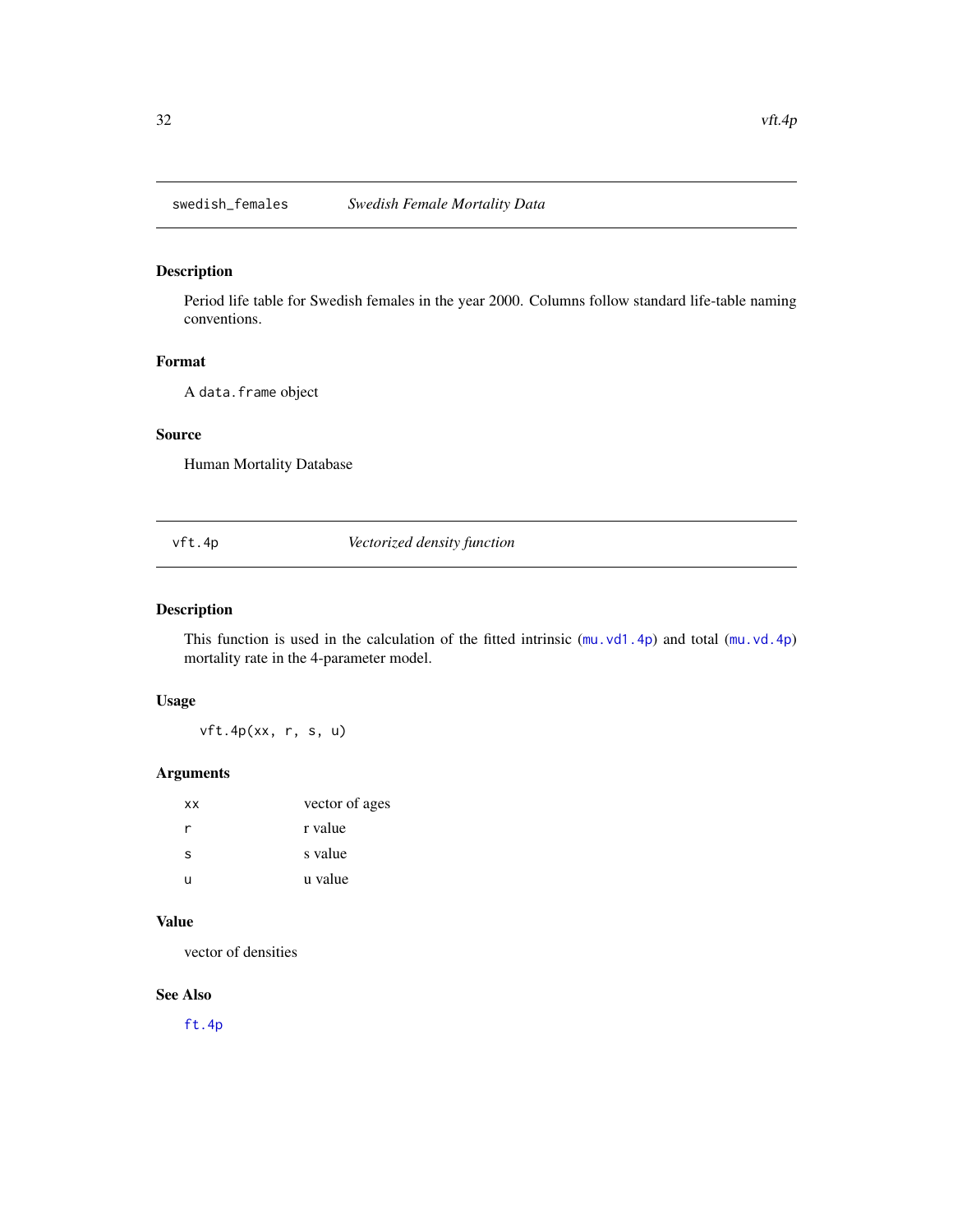## swedish_females — *Swedish Female Mortality Data*

### Description

Period life table for Swedish females in the year 2000. Columns follow standard life-table naming conventions.

### Format

A `data.frame` object

### Source

Human Mortality Database

## vft.4p — *Vectorized density function*

### Description

This function is used in the calculation of the fitted intrinsic (`mu.vd1.4p`) and total (`mu.vd.4p`) mortality rate in the 4-parameter model.

### Usage

```
vft.4p(xx, r, s, u)
```

### Arguments

| | |
|---|---|
| `xx` | vector of ages |
| `r` | r value |
| `s` | s value |
| `u` | u value |

### Value

vector of densities

### See Also

`ft.4p`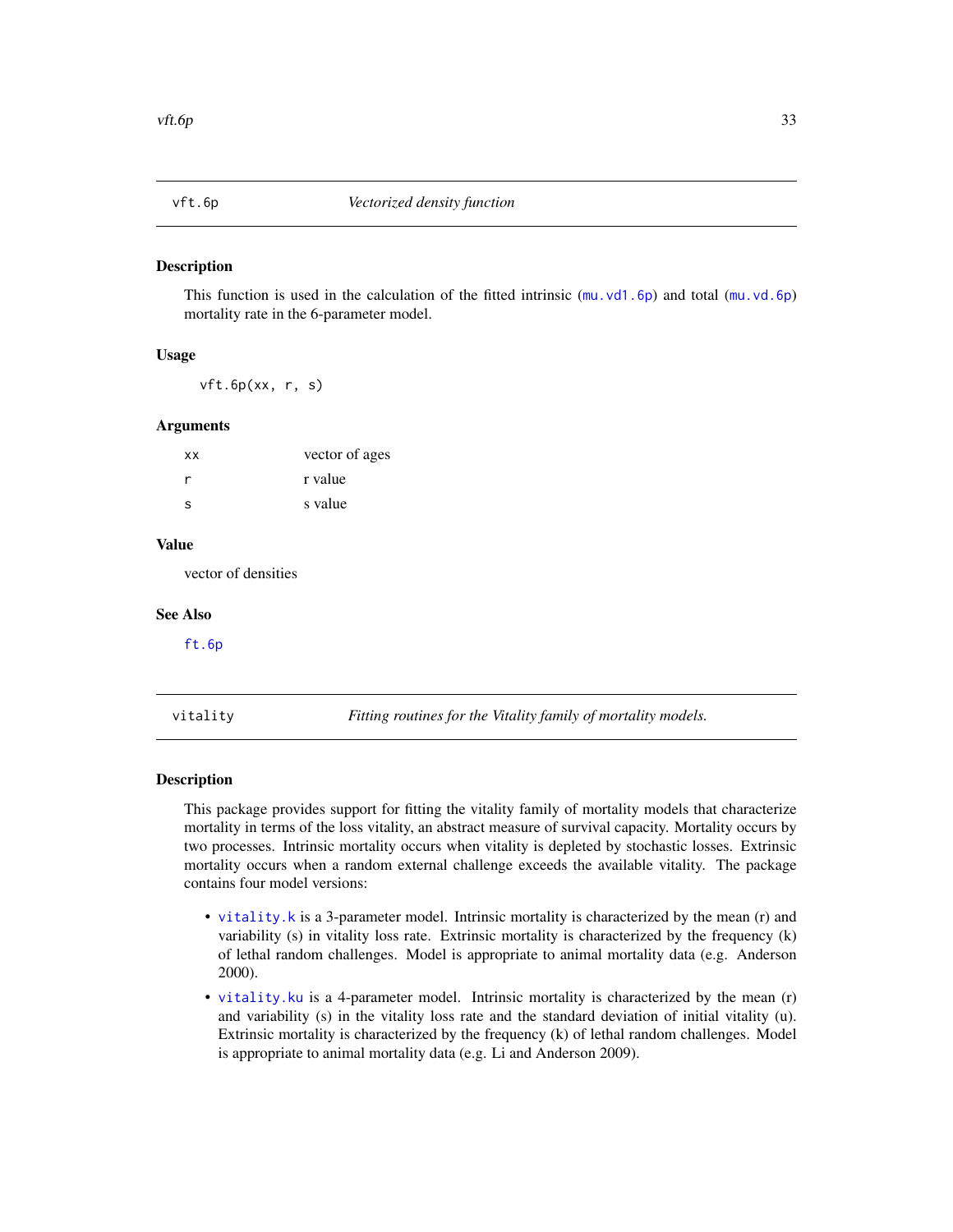## vft.6p — *Vectorized density function*

### Description

This function is used in the calculation of the fitted intrinsic (mu.vd1.6p) and total (mu.vd.6p) mortality rate in the 6-parameter model.

### Usage

```
vft.6p(xx, r, s)
```

### Arguments

| | |
|---|---|
| xx | vector of ages |
| r | r value |
| s | s value |

### Value

vector of densities

### See Also

ft.6p

## vitality — *Fitting routines for the Vitality family of mortality models.*

### Description

This package provides support for fitting the vitality family of mortality models that characterize mortality in terms of the loss vitality, an abstract measure of survival capacity. Mortality occurs by two processes. Intrinsic mortality occurs when vitality is depleted by stochastic losses. Extrinsic mortality occurs when a random external challenge exceeds the available vitality. The package contains four model versions:

- vitality.k is a 3-parameter model. Intrinsic mortality is characterized by the mean (r) and variability (s) in vitality loss rate. Extrinsic mortality is characterized by the frequency (k) of lethal random challenges. Model is appropriate to animal mortality data (e.g. Anderson 2000).
- vitality.ku is a 4-parameter model. Intrinsic mortality is characterized by the mean (r) and variability (s) in the vitality loss rate and the standard deviation of initial vitality (u). Extrinsic mortality is characterized by the frequency (k) of lethal random challenges. Model is appropriate to animal mortality data (e.g. Li and Anderson 2009).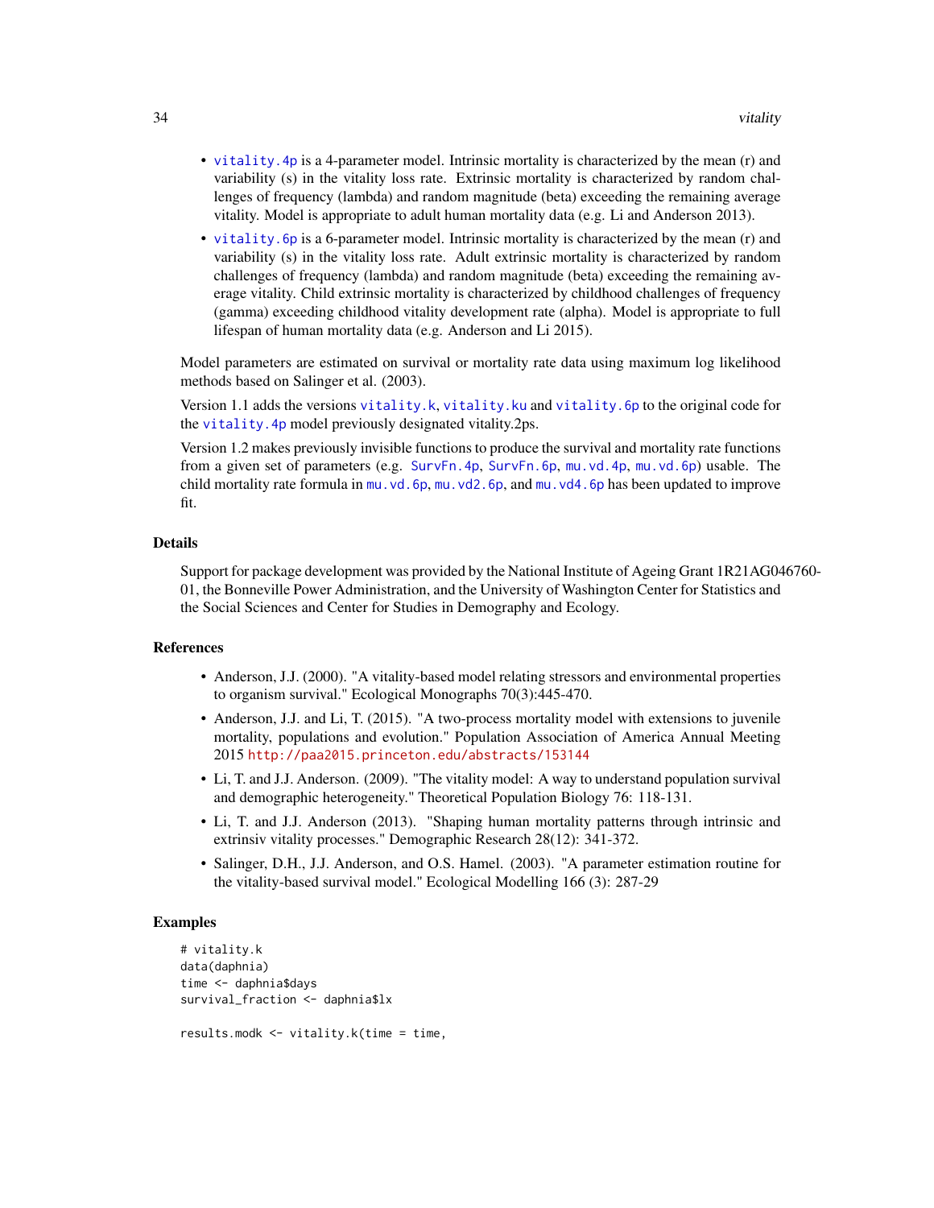- `vitality.4p` is a 4-parameter model. Intrinsic mortality is characterized by the mean (r) and variability (s) in the vitality loss rate. Extrinsic mortality is characterized by random challenges of frequency (lambda) and random magnitude (beta) exceeding the remaining average vitality. Model is appropriate to adult human mortality data (e.g. Li and Anderson 2013).
- `vitality.6p` is a 6-parameter model. Intrinsic mortality is characterized by the mean (r) and variability (s) in the vitality loss rate. Adult extrinsic mortality is characterized by random challenges of frequency (lambda) and random magnitude (beta) exceeding the remaining average vitality. Child extrinsic mortality is characterized by childhood challenges of frequency (gamma) exceeding childhood vitality development rate (alpha). Model is appropriate to full lifespan of human mortality data (e.g. Anderson and Li 2015).

Model parameters are estimated on survival or mortality rate data using maximum log likelihood methods based on Salinger et al. (2003).

Version 1.1 adds the versions `vitality.k`, `vitality.ku` and `vitality.6p` to the original code for the `vitality.4p` model previously designated vitality.2ps.

Version 1.2 makes previously invisible functions to produce the survival and mortality rate functions from a given set of parameters (e.g. `SurvFn.4p`, `SurvFn.6p`, `mu.vd.4p`, `mu.vd.6p`) usable. The child mortality rate formula in `mu.vd.6p`, `mu.vd2.6p`, and `mu.vd4.6p` has been updated to improve fit.

## Details

Support for package development was provided by the National Institute of Ageing Grant 1R21AG046760-01, the Bonneville Power Administration, and the University of Washington Center for Statistics and the Social Sciences and Center for Studies in Demography and Ecology.

## References

- Anderson, J.J. (2000). "A vitality-based model relating stressors and environmental properties to organism survival." Ecological Monographs 70(3):445-470.
- Anderson, J.J. and Li, T. (2015). "A two-process mortality model with extensions to juvenile mortality, populations and evolution." Population Association of America Annual Meeting 2015 http://paa2015.princeton.edu/abstracts/153144
- Li, T. and J.J. Anderson. (2009). "The vitality model: A way to understand population survival and demographic heterogeneity." Theoretical Population Biology 76: 118-131.
- Li, T. and J.J. Anderson (2013). "Shaping human mortality patterns through intrinsic and extrinsiv vitality processes." Demographic Research 28(12): 341-372.
- Salinger, D.H., J.J. Anderson, and O.S. Hamel. (2003). "A parameter estimation routine for the vitality-based survival model." Ecological Modelling 166 (3): 287-29

## Examples

```
# vitality.k
data(daphnia)
time <- daphnia$days
survival_fraction <- daphnia$lx

results.modk <- vitality.k(time = time,
```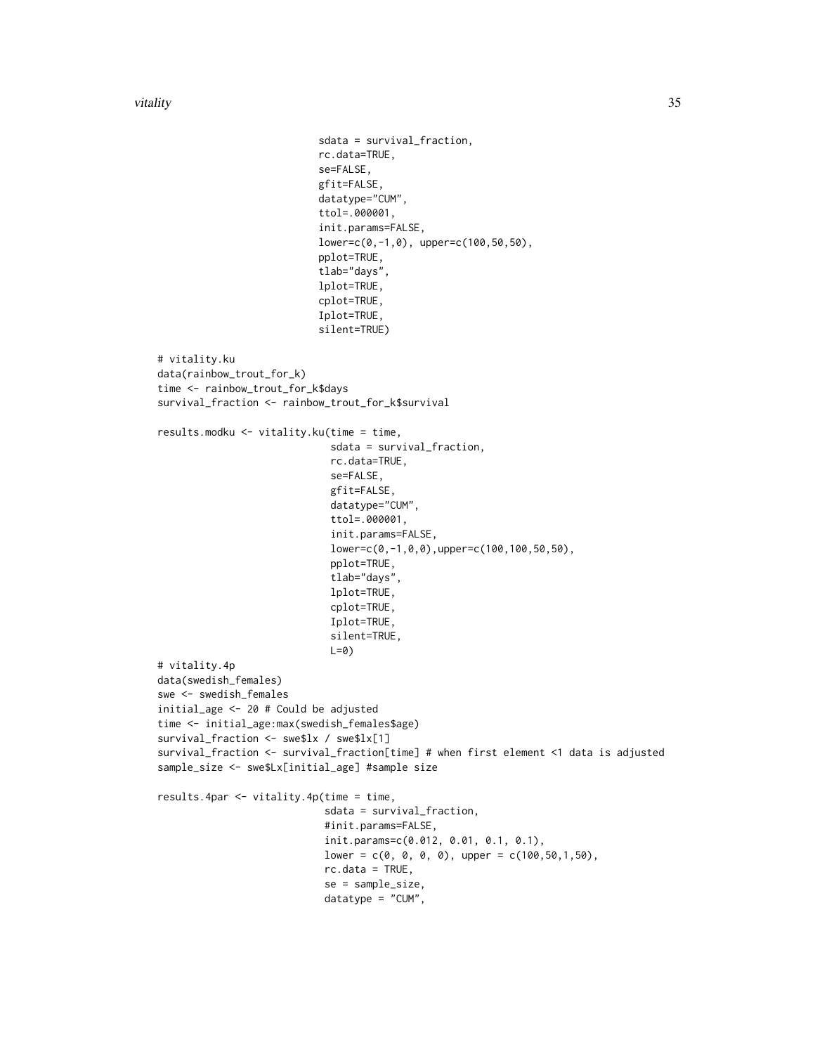```
                        sdata = survival_fraction,
                        rc.data=TRUE,
                        se=FALSE,
                        gfit=FALSE,
                        datatype="CUM",
                        ttol=.000001,
                        init.params=FALSE,
                        lower=c(0,-1,0), upper=c(100,50,50),
                        pplot=TRUE,
                        tlab="days",
                        lplot=TRUE,
                        cplot=TRUE,
                        Iplot=TRUE,
                        silent=TRUE)

# vitality.ku
data(rainbow_trout_for_k)
time <- rainbow_trout_for_k$days
survival_fraction <- rainbow_trout_for_k$survival

results.modku <- vitality.ku(time = time,
                         sdata = survival_fraction,
                         rc.data=TRUE,
                         se=FALSE,
                         gfit=FALSE,
                         datatype="CUM",
                         ttol=.000001,
                         init.params=FALSE,
                         lower=c(0,-1,0,0),upper=c(100,100,50,50),
                         pplot=TRUE,
                         tlab="days",
                         lplot=TRUE,
                         cplot=TRUE,
                         Iplot=TRUE,
                         silent=TRUE,
                         L=0)
# vitality.4p
data(swedish_females)
swe <- swedish_females
initial_age <- 20 # Could be adjusted
time <- initial_age:max(swedish_females$age)
survival_fraction <- swe$lx / swe$lx[1]
survival_fraction <- survival_fraction[time] # when first element <1 data is adjusted
sample_size <- swe$Lx[initial_age] #sample size

results.4par <- vitality.4p(time = time,
                        sdata = survival_fraction,
                        #init.params=FALSE,
                        init.params=c(0.012, 0.01, 0.1, 0.1),
                        lower = c(0, 0, 0, 0), upper = c(100,50,1,50),
                        rc.data = TRUE,
                        se = sample_size,
                        datatype = "CUM",
```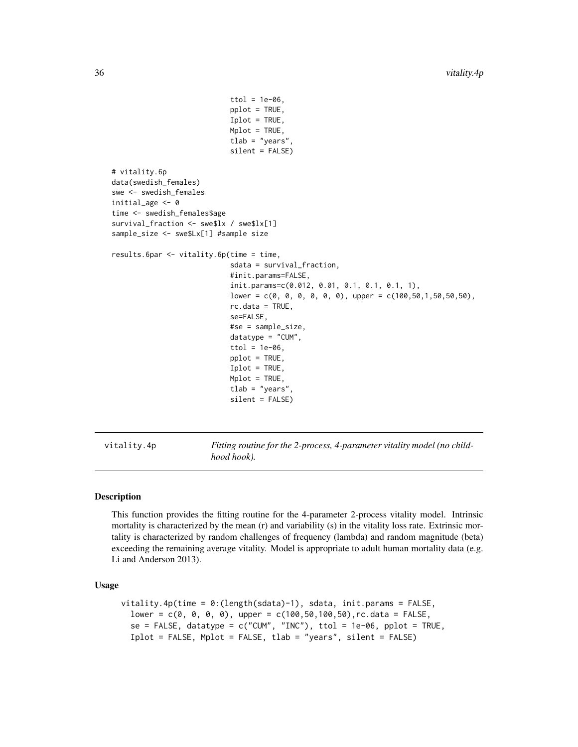```
                          ttol = 1e-06,
                          pplot = TRUE,
                          Iplot = TRUE,
                          Mplot = TRUE,
                          tlab = "years",
                          silent = FALSE)

# vitality.6p
data(swedish_females)
swe <- swedish_females
initial_age <- 0
time <- swedish_females$age
survival_fraction <- swe$lx / swe$lx[1]
sample_size <- swe$Lx[1] #sample size

results.6par <- vitality.6p(time = time,
                          sdata = survival_fraction,
                          #init.params=FALSE,
                          init.params=c(0.012, 0.01, 0.1, 0.1, 0.1, 1),
                          lower = c(0, 0, 0, 0, 0, 0), upper = c(100,50,1,50,50,50),
                          rc.data = TRUE,
                          se=FALSE,
                          #se = sample_size,
                          datatype = "CUM",
                          ttol = 1e-06,
                          pplot = TRUE,
                          Iplot = TRUE,
                          Mplot = TRUE,
                          tlab = "years",
                          silent = FALSE)
```

---

`vitality.4p` *Fitting routine for the 2-process, 4-parameter vitality model (no childhood hook).*

---

## Description

This function provides the fitting routine for the 4-parameter 2-process vitality model. Intrinsic mortality is characterized by the mean (r) and variability (s) in the vitality loss rate. Extrinsic mortality is characterized by random challenges of frequency (lambda) and random magnitude (beta) exceeding the remaining average vitality. Model is appropriate to adult human mortality data (e.g. Li and Anderson 2013).

## Usage

```
vitality.4p(time = 0:(length(sdata)-1), sdata, init.params = FALSE,
  lower = c(0, 0, 0, 0), upper = c(100,50,100,50),rc.data = FALSE,
  se = FALSE, datatype = c("CUM", "INC"), ttol = 1e-06, pplot = TRUE,
  Iplot = FALSE, Mplot = FALSE, tlab = "years", silent = FALSE)
```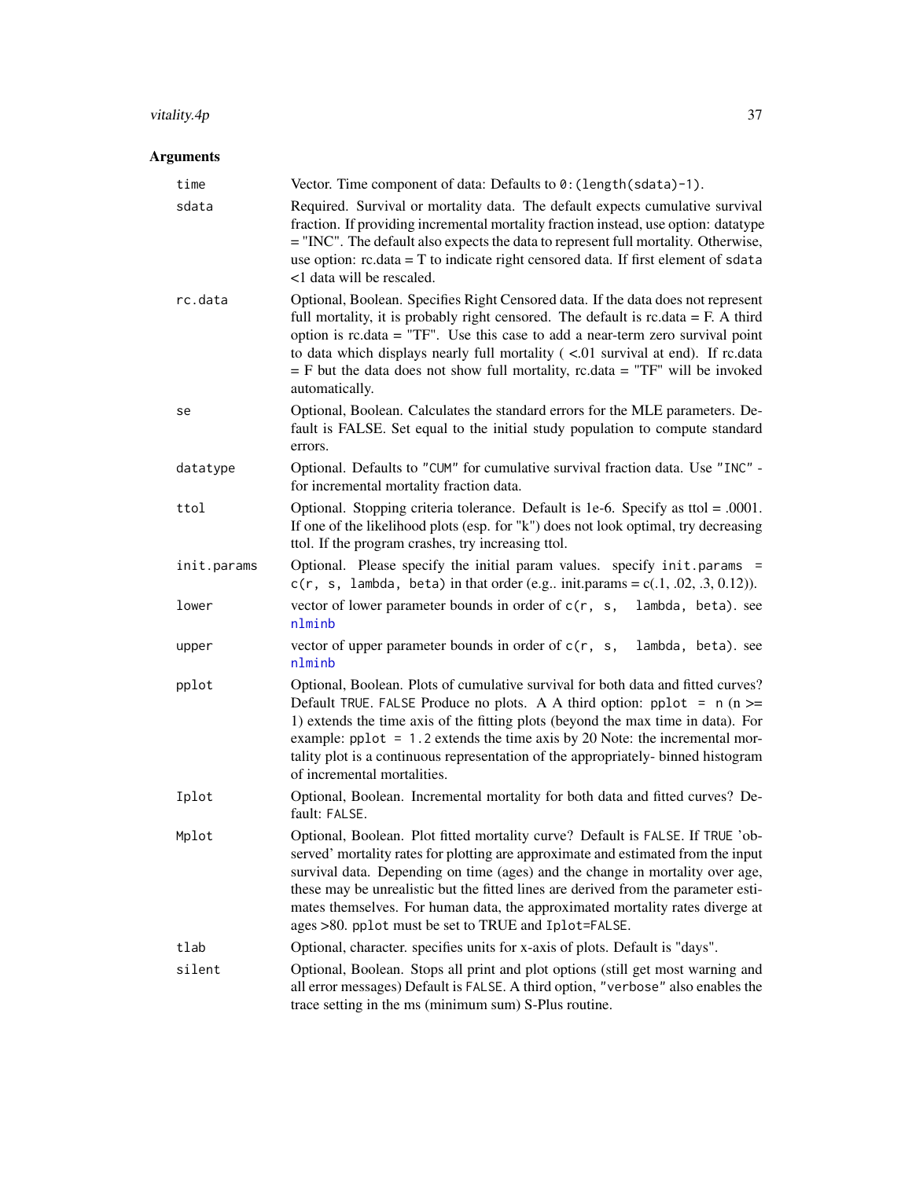## Arguments

| | |
|---|---|
| `time` | Vector. Time component of data: Defaults to `0:(length(sdata)-1)`. |
| `sdata` | Required. Survival or mortality data. The default expects cumulative survival fraction. If providing incremental mortality fraction instead, use option: datatype = "INC". The default also expects the data to represent full mortality. Otherwise, use option: rc.data = T to indicate right censored data. If first element of `sdata` <1 data will be rescaled. |
| `rc.data` | Optional, Boolean. Specifies Right Censored data. If the data does not represent full mortality, it is probably right censored. The default is rc.data = F. A third option is rc.data = "TF". Use this case to add a near-term zero survival point to data which displays nearly full mortality ( <.01 survival at end). If rc.data = F but the data does not show full mortality, rc.data = "TF" will be invoked automatically. |
| `se` | Optional, Boolean. Calculates the standard errors for the MLE parameters. Default is FALSE. Set equal to the initial study population to compute standard errors. |
| `datatype` | Optional. Defaults to `"CUM"` for cumulative survival fraction data. Use `"INC"` - for incremental mortality fraction data. |
| `ttol` | Optional. Stopping criteria tolerance. Default is 1e-6. Specify as ttol = .0001. If one of the likelihood plots (esp. for "k") does not look optimal, try decreasing ttol. If the program crashes, try increasing ttol. |
| `init.params` | Optional. Please specify the initial param values. specify `init.params = c(r, s, lambda, beta)` in that order (e.g.. init.params = c(.1, .02, .3, 0.12)). |
| `lower` | vector of lower parameter bounds in order of `c(r, s, lambda, beta)`. see `nlminb` |
| `upper` | vector of upper parameter bounds in order of `c(r, s, lambda, beta)`. see `nlminb` |
| `pplot` | Optional, Boolean. Plots of cumulative survival for both data and fitted curves? Default `TRUE`. `FALSE` Produce no plots. A A third option: `pplot = n` (n >= 1) extends the time axis of the fitting plots (beyond the max time in data). For example: `pplot = 1.2` extends the time axis by 20 Note: the incremental mortality plot is a continuous representation of the appropriately- binned histogram of incremental mortalities. |
| `Iplot` | Optional, Boolean. Incremental mortality for both data and fitted curves? Default: `FALSE`. |
| `Mplot` | Optional, Boolean. Plot fitted mortality curve? Default is `FALSE`. If `TRUE` 'observed' mortality rates for plotting are approximate and estimated from the input survival data. Depending on time (ages) and the change in mortality over age, these may be unrealistic but the fitted lines are derived from the parameter estimates themselves. For human data, the approximated mortality rates diverge at ages >80. `pplot` must be set to TRUE and `Iplot=FALSE`. |
| `tlab` | Optional, character. specifies units for x-axis of plots. Default is "days". |
| `silent` | Optional, Boolean. Stops all print and plot options (still get most warning and all error messages) Default is `FALSE`. A third option, `"verbose"` also enables the trace setting in the ms (minimum sum) S-Plus routine. |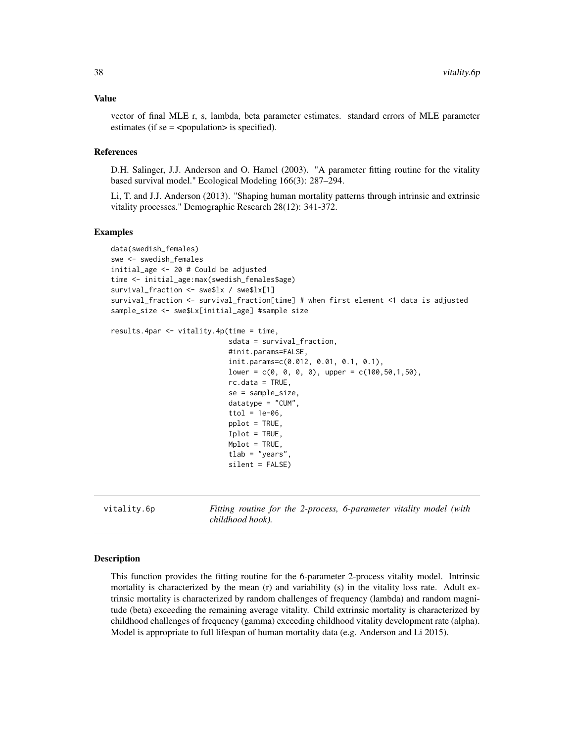### Value

vector of final MLE r, s, lambda, beta parameter estimates. standard errors of MLE parameter estimates (if se = <population> is specified).

### References

D.H. Salinger, J.J. Anderson and O. Hamel (2003). "A parameter fitting routine for the vitality based survival model." Ecological Modeling 166(3): 287–294.

Li, T. and J.J. Anderson (2013). "Shaping human mortality patterns through intrinsic and extrinsic vitality processes." Demographic Research 28(12): 341-372.

### Examples

```
data(swedish_females)
swe <- swedish_females
initial_age <- 20 # Could be adjusted
time <- initial_age:max(swedish_females$age)
survival_fraction <- swe$lx / swe$lx[1]
survival_fraction <- survival_fraction[time] # when first element <1 data is adjusted
sample_size <- swe$Lx[initial_age] #sample size

results.4par <- vitality.4p(time = time,
                            sdata = survival_fraction,
                            #init.params=FALSE,
                            init.params=c(0.012, 0.01, 0.1, 0.1),
                            lower = c(0, 0, 0, 0), upper = c(100,50,1,50),
                            rc.data = TRUE,
                            se = sample_size,
                            datatype = "CUM",
                            ttol = 1e-06,
                            pplot = TRUE,
                            Iplot = TRUE,
                            Mplot = TRUE,
                            tlab = "years",
                            silent = FALSE)
```

---

## vitality.6p    *Fitting routine for the 2-process, 6-parameter vitality model (with childhood hook).*

---

### Description

This function provides the fitting routine for the 6-parameter 2-process vitality model. Intrinsic mortality is characterized by the mean (r) and variability (s) in the vitality loss rate. Adult extrinsic mortality is characterized by random challenges of frequency (lambda) and random magnitude (beta) exceeding the remaining average vitality. Child extrinsic mortality is characterized by childhood challenges of frequency (gamma) exceeding childhood vitality development rate (alpha). Model is appropriate to full lifespan of human mortality data (e.g. Anderson and Li 2015).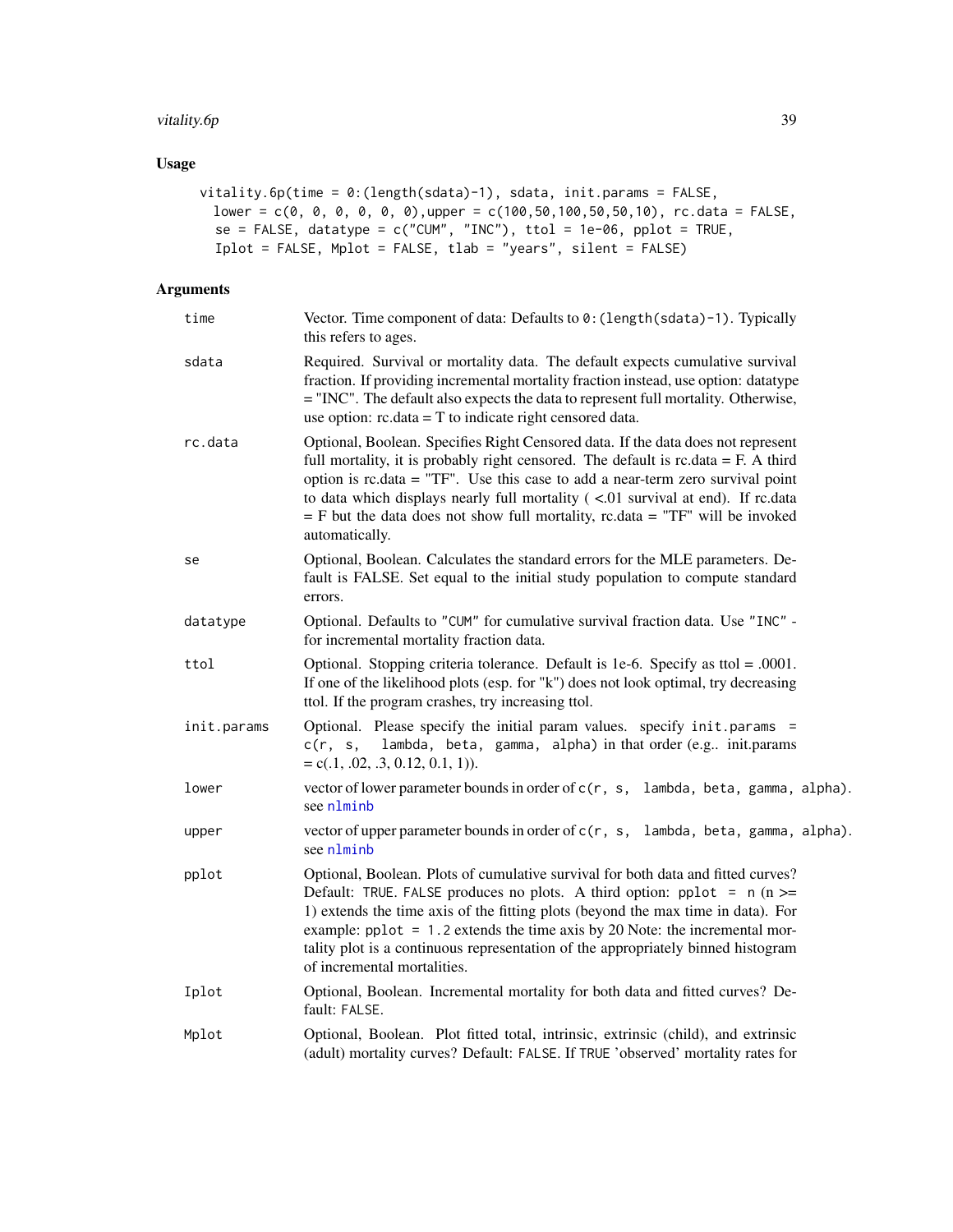## Usage

```
vitality.6p(time = 0:(length(sdata)-1), sdata, init.params = FALSE,
  lower = c(0, 0, 0, 0, 0, 0),upper = c(100,50,100,50,50,10), rc.data = FALSE,
  se = FALSE, datatype = c("CUM", "INC"), ttol = 1e-06, pplot = TRUE,
  Iplot = FALSE, Mplot = FALSE, tlab = "years", silent = FALSE)
```

## Arguments

| | |
|---|---|
| `time` | Vector. Time component of data: Defaults to `0:(length(sdata)-1)`. Typically this refers to ages. |
| `sdata` | Required. Survival or mortality data. The default expects cumulative survival fraction. If providing incremental mortality fraction instead, use option: datatype = "INC". The default also expects the data to represent full mortality. Otherwise, use option: rc.data = T to indicate right censored data. |
| `rc.data` | Optional, Boolean. Specifies Right Censored data. If the data does not represent full mortality, it is probably right censored. The default is rc.data = F. A third option is rc.data = "TF". Use this case to add a near-term zero survival point to data which displays nearly full mortality ( <.01 survival at end). If rc.data = F but the data does not show full mortality, rc.data = "TF" will be invoked automatically. |
| `se` | Optional, Boolean. Calculates the standard errors for the MLE parameters. Default is FALSE. Set equal to the initial study population to compute standard errors. |
| `datatype` | Optional. Defaults to `"CUM"` for cumulative survival fraction data. Use `"INC"` - for incremental mortality fraction data. |
| `ttol` | Optional. Stopping criteria tolerance. Default is 1e-6. Specify as ttol = .0001. If one of the likelihood plots (esp. for "k") does not look optimal, try decreasing ttol. If the program crashes, try increasing ttol. |
| `init.params` | Optional. Please specify the initial param values. specify `init.params = c(r, s, lambda, beta, gamma, alpha)` in that order (e.g.. init.params = c(.1, .02, .3, 0.12, 0.1, 1)). |
| `lower` | vector of lower parameter bounds in order of `c(r, s, lambda, beta, gamma, alpha)`. see `nlminb` |
| `upper` | vector of upper parameter bounds in order of `c(r, s, lambda, beta, gamma, alpha)`. see `nlminb` |
| `pplot` | Optional, Boolean. Plots of cumulative survival for both data and fitted curves? Default: `TRUE`. `FALSE` produces no plots. A third option: `pplot = n` (n >= 1) extends the time axis of the fitting plots (beyond the max time in data). For example: `pplot = 1.2` extends the time axis by 20 Note: the incremental mortality plot is a continuous representation of the appropriately binned histogram of incremental mortalities. |
| `Iplot` | Optional, Boolean. Incremental mortality for both data and fitted curves? Default: `FALSE`. |
| `Mplot` | Optional, Boolean. Plot fitted total, intrinsic, extrinsic (child), and extrinsic (adult) mortality curves? Default: `FALSE`. If `TRUE` 'observed' mortality rates for |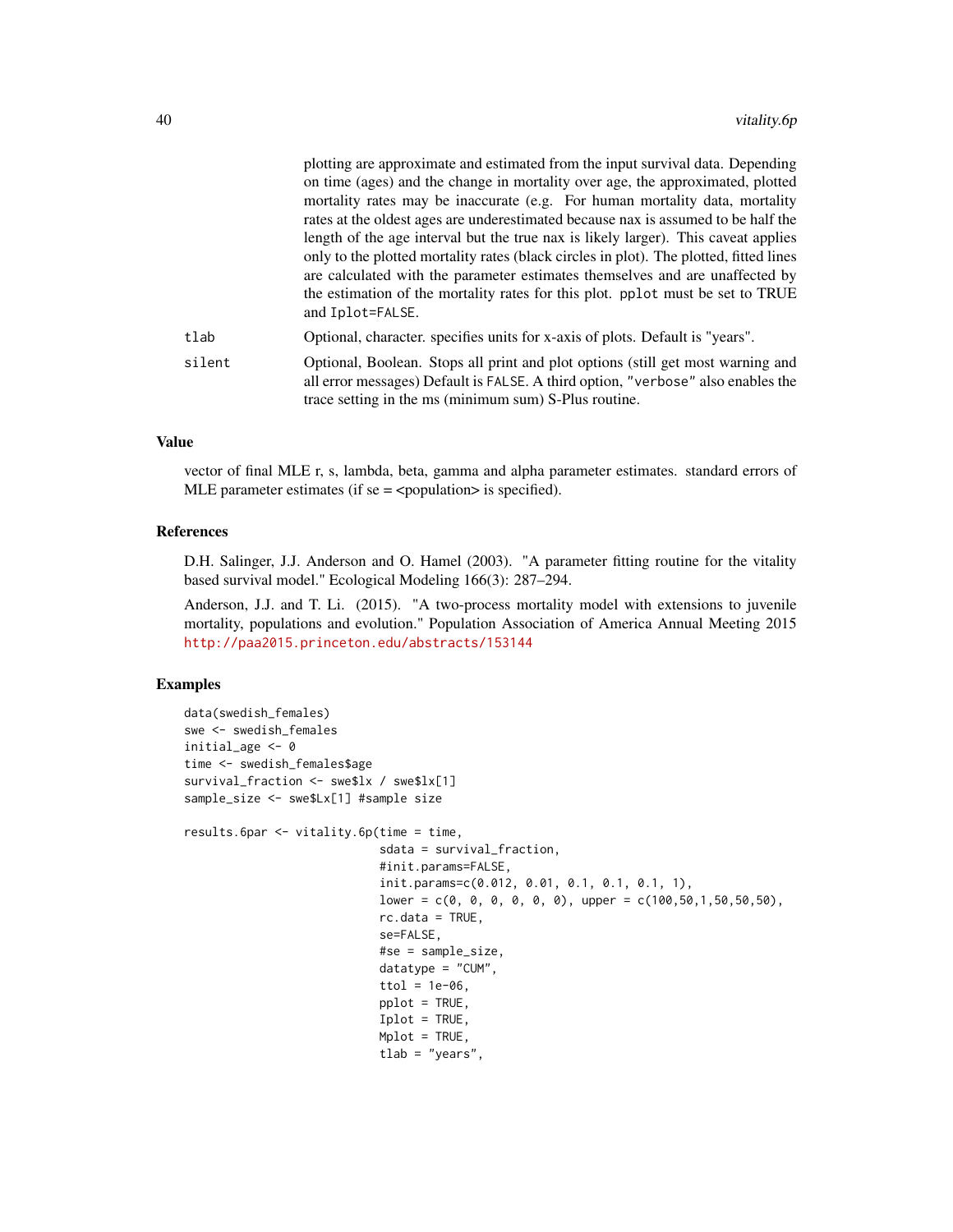plotting are approximate and estimated from the input survival data. Depending on time (ages) and the change in mortality over age, the approximated, plotted mortality rates may be inaccurate (e.g. For human mortality data, mortality rates at the oldest ages are underestimated because nax is assumed to be half the length of the age interval but the true nax is likely larger). This caveat applies only to the plotted mortality rates (black circles in plot). The plotted, fitted lines are calculated with the parameter estimates themselves and are unaffected by the estimation of the mortality rates for this plot. `pplot` must be set to TRUE and `Iplot=FALSE`.

`tlab` Optional, character. specifies units for x-axis of plots. Default is "years".

`silent` Optional, Boolean. Stops all print and plot options (still get most warning and all error messages) Default is `FALSE`. A third option, `"verbose"` also enables the trace setting in the ms (minimum sum) S-Plus routine.

## Value

vector of final MLE r, s, lambda, beta, gamma and alpha parameter estimates. standard errors of MLE parameter estimates (if se = <population> is specified).

## References

D.H. Salinger, J.J. Anderson and O. Hamel (2003). "A parameter fitting routine for the vitality based survival model." Ecological Modeling 166(3): 287–294.

Anderson, J.J. and T. Li. (2015). "A two-process mortality model with extensions to juvenile mortality, populations and evolution." Population Association of America Annual Meeting 2015 http://paa2015.princeton.edu/abstracts/153144

## Examples

```
data(swedish_females)
swe <- swedish_females
initial_age <- 0
time <- swedish_females$age
survival_fraction <- swe$lx / swe$lx[1]
sample_size <- swe$Lx[1] #sample size

results.6par <- vitality.6p(time = time,
                            sdata = survival_fraction,
                            #init.params=FALSE,
                            init.params=c(0.012, 0.01, 0.1, 0.1, 0.1, 1),
                            lower = c(0, 0, 0, 0, 0, 0), upper = c(100,50,1,50,50,50),
                            rc.data = TRUE,
                            se=FALSE,
                            #se = sample_size,
                            datatype = "CUM",
                            ttol = 1e-06,
                            pplot = TRUE,
                            Iplot = TRUE,
                            Mplot = TRUE,
                            tlab = "years",
```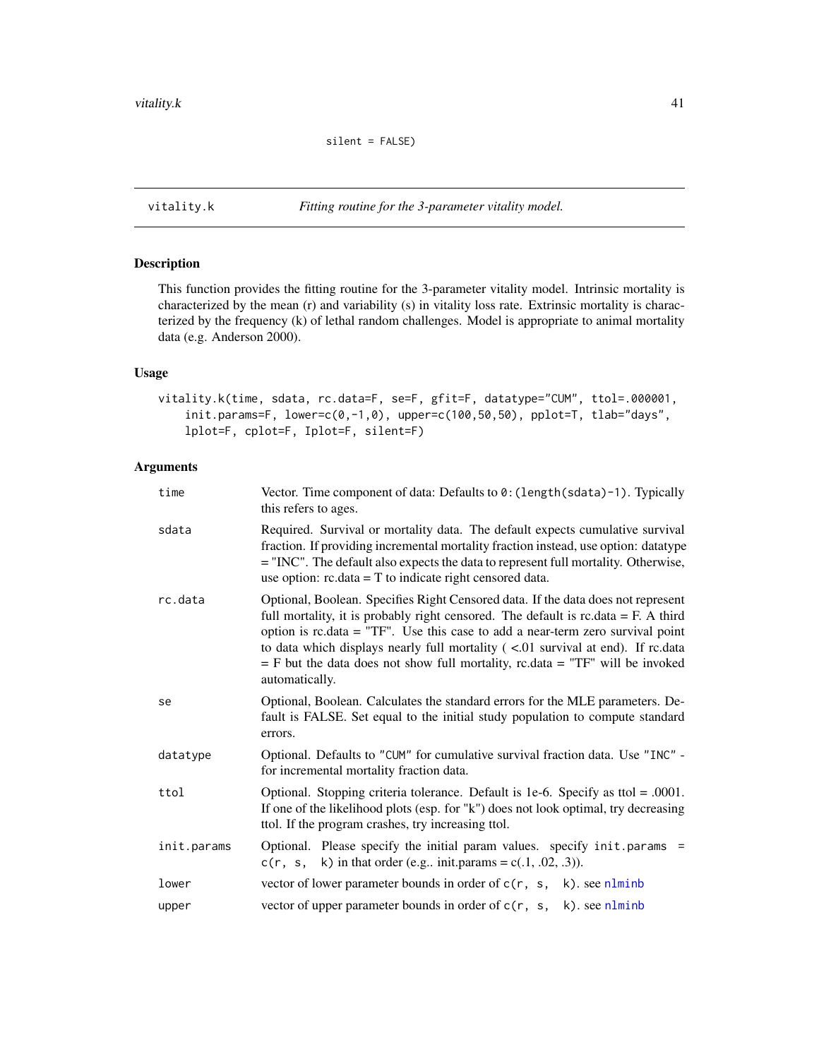```
silent = FALSE)
```

## vitality.k — *Fitting routine for the 3-parameter vitality model.*

### Description

This function provides the fitting routine for the 3-parameter vitality model. Intrinsic mortality is characterized by the mean (r) and variability (s) in vitality loss rate. Extrinsic mortality is characterized by the frequency (k) of lethal random challenges. Model is appropriate to animal mortality data (e.g. Anderson 2000).

### Usage

```
vitality.k(time, sdata, rc.data=F, se=F, gfit=F, datatype="CUM", ttol=.000001,
    init.params=F, lower=c(0,-1,0), upper=c(100,50,50), pplot=T, tlab="days",
    lplot=F, cplot=F, Iplot=F, silent=F)
```

### Arguments

| | |
|---|---|
| `time` | Vector. Time component of data: Defaults to `0:(length(sdata)-1)`. Typically this refers to ages. |
| `sdata` | Required. Survival or mortality data. The default expects cumulative survival fraction. If providing incremental mortality fraction instead, use option: datatype = "INC". The default also expects the data to represent full mortality. Otherwise, use option: rc.data = T to indicate right censored data. |
| `rc.data` | Optional, Boolean. Specifies Right Censored data. If the data does not represent full mortality, it is probably right censored. The default is rc.data = F. A third option is rc.data = "TF". Use this case to add a near-term zero survival point to data which displays nearly full mortality ( <.01 survival at end). If rc.data = F but the data does not show full mortality, rc.data = "TF" will be invoked automatically. |
| `se` | Optional, Boolean. Calculates the standard errors for the MLE parameters. Default is FALSE. Set equal to the initial study population to compute standard errors. |
| `datatype` | Optional. Defaults to `"CUM"` for cumulative survival fraction data. Use `"INC"` - for incremental mortality fraction data. |
| `ttol` | Optional. Stopping criteria tolerance. Default is 1e-6. Specify as ttol = .0001. If one of the likelihood plots (esp. for "k") does not look optimal, try decreasing ttol. If the program crashes, try increasing ttol. |
| `init.params` | Optional. Please specify the initial param values. specify `init.params = c(r, s, k)` in that order (e.g.. init.params = c(.1, .02, .3)). |
| `lower` | vector of lower parameter bounds in order of `c(r, s, k)`. see `nlminb` |
| `upper` | vector of upper parameter bounds in order of `c(r, s, k)`. see `nlminb` |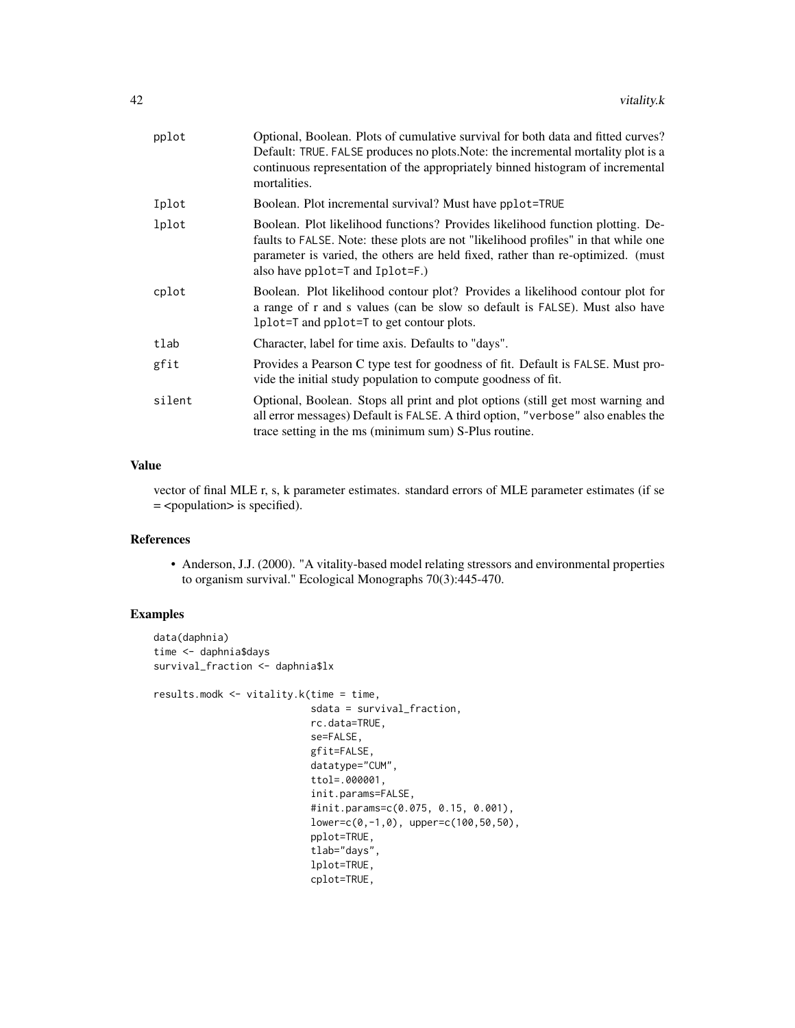| | |
|---|---|
| pplot | Optional, Boolean. Plots of cumulative survival for both data and fitted curves? Default: TRUE. FALSE produces no plots.Note: the incremental mortality plot is a continuous representation of the appropriately binned histogram of incremental mortalities. |
| Iplot | Boolean. Plot incremental survival? Must have pplot=TRUE |
| lplot | Boolean. Plot likelihood functions? Provides likelihood function plotting. Defaults to FALSE. Note: these plots are not "likelihood profiles" in that while one parameter is varied, the others are held fixed, rather than re-optimized. (must also have pplot=T and Iplot=F.) |
| cplot | Boolean. Plot likelihood contour plot? Provides a likelihood contour plot for a range of r and s values (can be slow so default is FALSE). Must also have lplot=T and pplot=T to get contour plots. |
| tlab | Character, label for time axis. Defaults to "days". |
| gfit | Provides a Pearson C type test for goodness of fit. Default is FALSE. Must provide the initial study population to compute goodness of fit. |
| silent | Optional, Boolean. Stops all print and plot options (still get most warning and all error messages) Default is FALSE. A third option, "verbose" also enables the trace setting in the ms (minimum sum) S-Plus routine. |

## Value

vector of final MLE r, s, k parameter estimates. standard errors of MLE parameter estimates (if se = <population> is specified).

## References

- Anderson, J.J. (2000). "A vitality-based model relating stressors and environmental properties to organism survival." Ecological Monographs 70(3):445-470.

## Examples

```
data(daphnia)
time <- daphnia$days
survival_fraction <- daphnia$lx

results.modk <- vitality.k(time = time,
                           sdata = survival_fraction,
                           rc.data=TRUE,
                           se=FALSE,
                           gfit=FALSE,
                           datatype="CUM",
                           ttol=.000001,
                           init.params=FALSE,
                           #init.params=c(0.075, 0.15, 0.001),
                           lower=c(0,-1,0), upper=c(100,50,50),
                           pplot=TRUE,
                           tlab="days",
                           lplot=TRUE,
                           cplot=TRUE,
```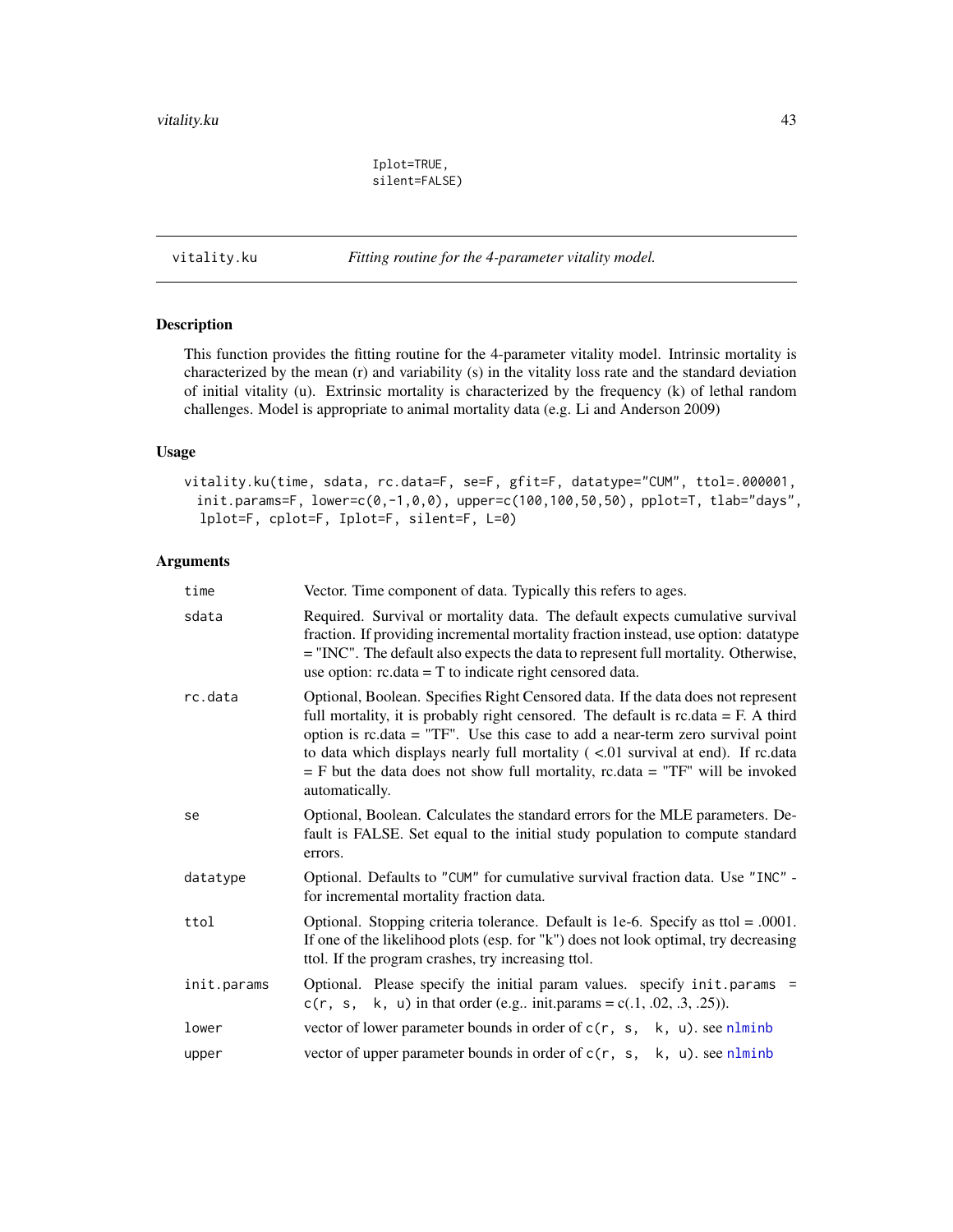```
                    Iplot=TRUE,
                    silent=FALSE)
```

---

vitality.ku *Fitting routine for the 4-parameter vitality model.*

---

## Description

This function provides the fitting routine for the 4-parameter vitality model. Intrinsic mortality is characterized by the mean (r) and variability (s) in the vitality loss rate and the standard deviation of initial vitality (u). Extrinsic mortality is characterized by the frequency (k) of lethal random challenges. Model is appropriate to animal mortality data (e.g. Li and Anderson 2009)

## Usage

```
vitality.ku(time, sdata, rc.data=F, se=F, gfit=F, datatype="CUM", ttol=.000001,
  init.params=F, lower=c(0,-1,0,0), upper=c(100,100,50,50), pplot=T, tlab="days",
   lplot=F, cplot=F, Iplot=F, silent=F, L=0)
```

## Arguments

| | |
|---|---|
| `time` | Vector. Time component of data. Typically this refers to ages. |
| `sdata` | Required. Survival or mortality data. The default expects cumulative survival fraction. If providing incremental mortality fraction instead, use option: datatype = "INC". The default also expects the data to represent full mortality. Otherwise, use option: rc.data = T to indicate right censored data. |
| `rc.data` | Optional, Boolean. Specifies Right Censored data. If the data does not represent full mortality, it is probably right censored. The default is rc.data = F. A third option is rc.data = "TF". Use this case to add a near-term zero survival point to data which displays nearly full mortality ( <.01 survival at end). If rc.data = F but the data does not show full mortality, rc.data = "TF" will be invoked automatically. |
| `se` | Optional, Boolean. Calculates the standard errors for the MLE parameters. Default is FALSE. Set equal to the initial study population to compute standard errors. |
| `datatype` | Optional. Defaults to "CUM" for cumulative survival fraction data. Use "INC" - for incremental mortality fraction data. |
| `ttol` | Optional. Stopping criteria tolerance. Default is 1e-6. Specify as ttol = .0001. If one of the likelihood plots (esp. for "k") does not look optimal, try decreasing ttol. If the program crashes, try increasing ttol. |
| `init.params` | Optional. Please specify the initial param values. specify `init.params = c(r, s, k, u)` in that order (e.g.. init.params = c(.1, .02, .3, .25)). |
| `lower` | vector of lower parameter bounds in order of `c(r, s, k, u)`. see nlminb |
| `upper` | vector of upper parameter bounds in order of `c(r, s, k, u)`. see nlminb |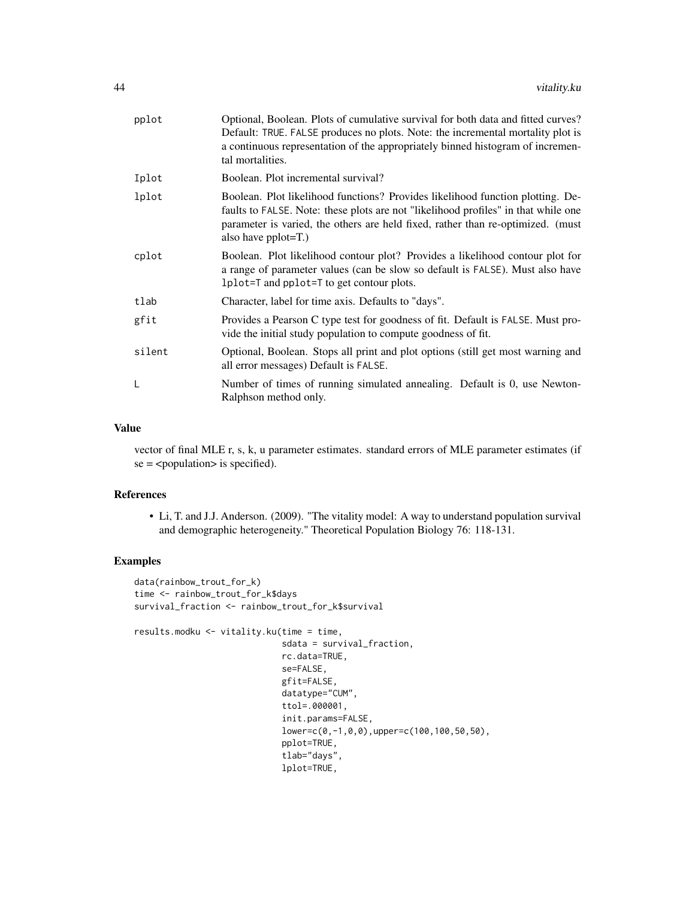| | |
|---|---|
| pplot | Optional, Boolean. Plots of cumulative survival for both data and fitted curves? Default: TRUE. FALSE produces no plots. Note: the incremental mortality plot is a continuous representation of the appropriately binned histogram of incremental mortalities. |
| Iplot | Boolean. Plot incremental survival? |
| lplot | Boolean. Plot likelihood functions? Provides likelihood function plotting. Defaults to FALSE. Note: these plots are not "likelihood profiles" in that while one parameter is varied, the others are held fixed, rather than re-optimized. (must also have pplot=T.) |
| cplot | Boolean. Plot likelihood contour plot? Provides a likelihood contour plot for a range of parameter values (can be slow so default is FALSE). Must also have lplot=T and pplot=T to get contour plots. |
| tlab | Character, label for time axis. Defaults to "days". |
| gfit | Provides a Pearson C type test for goodness of fit. Default is FALSE. Must provide the initial study population to compute goodness of fit. |
| silent | Optional, Boolean. Stops all print and plot options (still get most warning and all error messages) Default is FALSE. |
| L | Number of times of running simulated annealing. Default is 0, use Newton-Ralphson method only. |

## Value

vector of final MLE r, s, k, u parameter estimates. standard errors of MLE parameter estimates (if se = <population> is specified).

## References

- Li, T. and J.J. Anderson. (2009). "The vitality model: A way to understand population survival and demographic heterogeneity." Theoretical Population Biology 76: 118-131.

## Examples

```
data(rainbow_trout_for_k)
time <- rainbow_trout_for_k$days
survival_fraction <- rainbow_trout_for_k$survival

results.modku <- vitality.ku(time = time,
                             sdata = survival_fraction,
                             rc.data=TRUE,
                             se=FALSE,
                             gfit=FALSE,
                             datatype="CUM",
                             ttol=.000001,
                             init.params=FALSE,
                             lower=c(0,-1,0,0),upper=c(100,100,50,50),
                             pplot=TRUE,
                             tlab="days",
                             lplot=TRUE,
```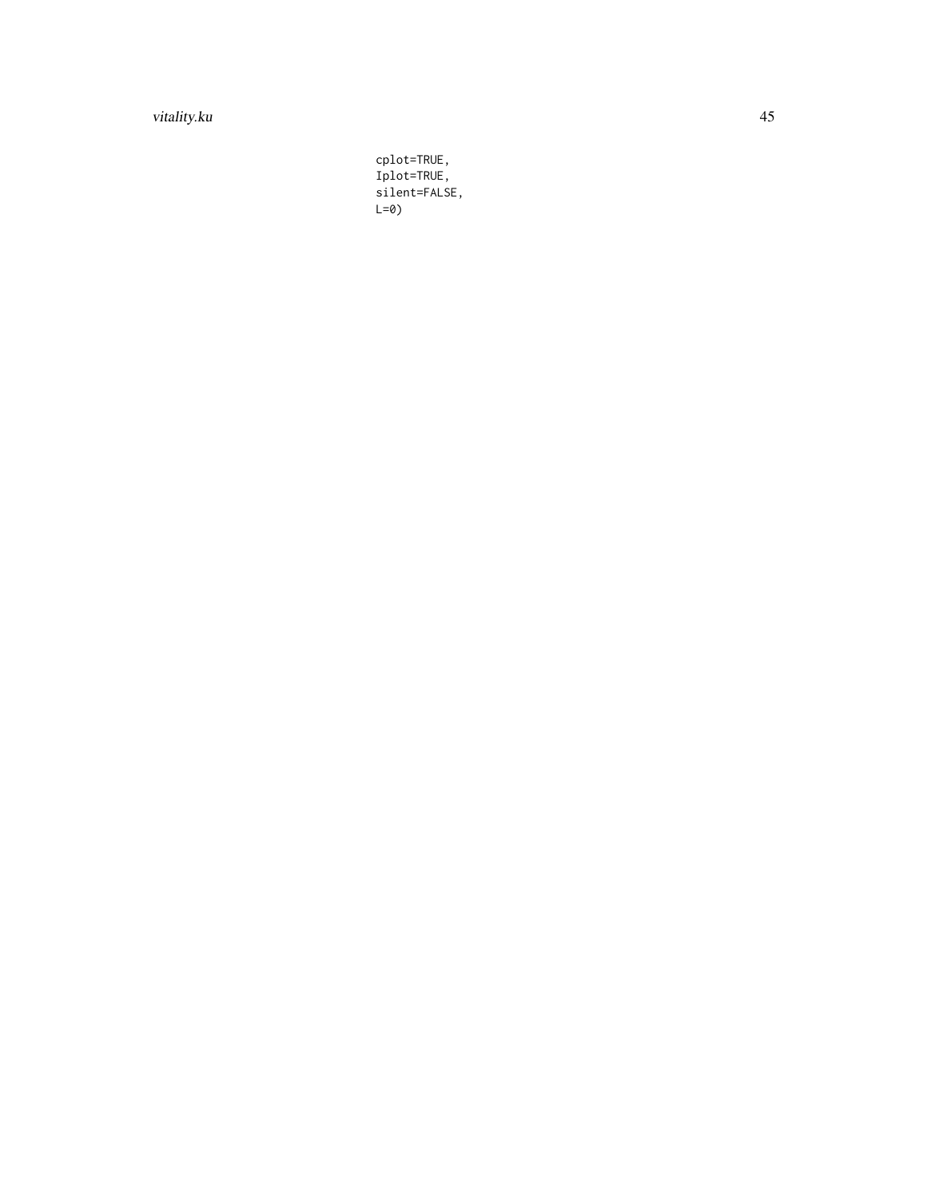```
cplot=TRUE,
Iplot=TRUE,
silent=FALSE,
L=0)
```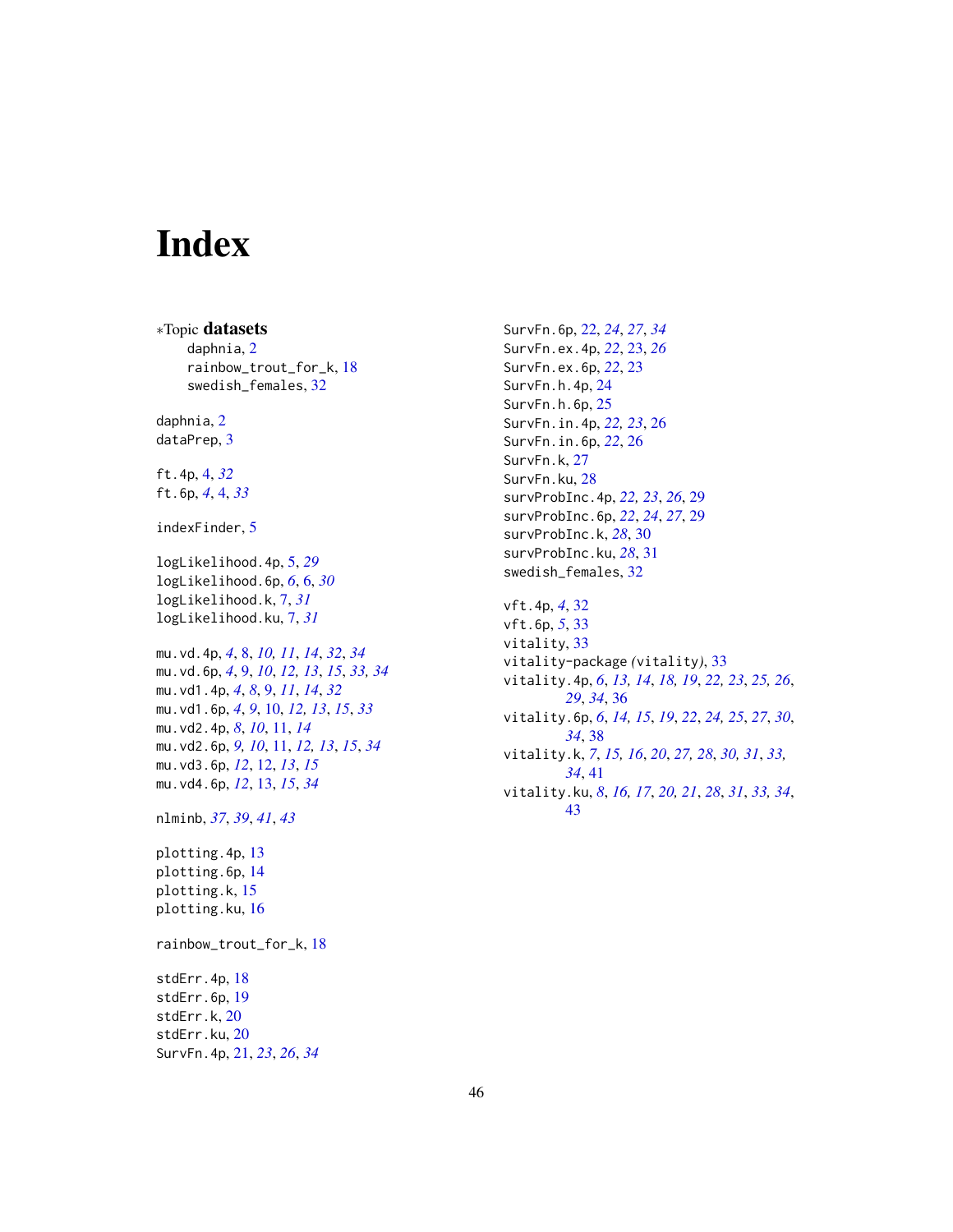# Index

∗Topic **datasets**
daphnia, 2
rainbow_trout_for_k, 18
swedish_females, 32

daphnia, 2
dataPrep, 3

ft.4p, 4, *32*
ft.6p, *4*, 4, *33*

indexFinder, 5

logLikelihood.4p, 5, *29*
logLikelihood.6p, *6*, 6, *30*
logLikelihood.k, 7, *31*
logLikelihood.ku, 7, *31*

mu.vd.4p, *4*, 8, *10, 11*, *14*, *32*, *34*
mu.vd.6p, *4*, 9, *10*, *12, 13*, *15*, *33, 34*
mu.vd1.4p, *4*, *8*, 9, *11*, *14*, *32*
mu.vd1.6p, *4*, *9*, 10, *12, 13*, *15*, *33*
mu.vd2.4p, *8*, *10*, 11, *14*
mu.vd2.6p, *9, 10*, 11, *12, 13*, *15*, *34*
mu.vd3.6p, *12*, 12, *13*, *15*
mu.vd4.6p, *12*, 13, *15*, *34*

nlminb, *37*, *39*, *41*, *43*

plotting.4p, 13
plotting.6p, 14
plotting.k, 15
plotting.ku, 16

rainbow_trout_for_k, 18

stdErr.4p, 18
stdErr.6p, 19
stdErr.k, 20
stdErr.ku, 20
SurvFn.4p, 21, *23*, *26*, *34*
SurvFn.6p, 22, *24*, *27*, *34*
SurvFn.ex.4p, *22*, 23, *26*
SurvFn.ex.6p, *22*, 23
SurvFn.h.4p, 24
SurvFn.h.6p, 25
SurvFn.in.4p, *22, 23*, 26
SurvFn.in.6p, *22*, 26
SurvFn.k, 27
SurvFn.ku, 28
survProbInc.4p, *22, 23*, *26*, 29
survProbInc.6p, *22*, *24*, *27*, 29
survProbInc.k, *28*, 30
survProbInc.ku, *28*, 31
swedish_females, 32

vft.4p, *4*, 32
vft.6p, *5*, 33
vitality, 33
vitality-package *(*vitality*)*, 33
vitality.4p, *6*, *13*, *14*, *18, 19*, *22, 23*, *25, 26*, *29*, *34*, 36
vitality.6p, *6*, *14, 15*, *19*, *22*, *24, 25*, *27*, *30*, *34*, 38
vitality.k, *7*, *15, 16*, *20*, *27, 28*, *30, 31*, *33, 34*, 41
vitality.ku, *8*, *16, 17*, *20, 21*, *28*, *31*, *33, 34*, 43